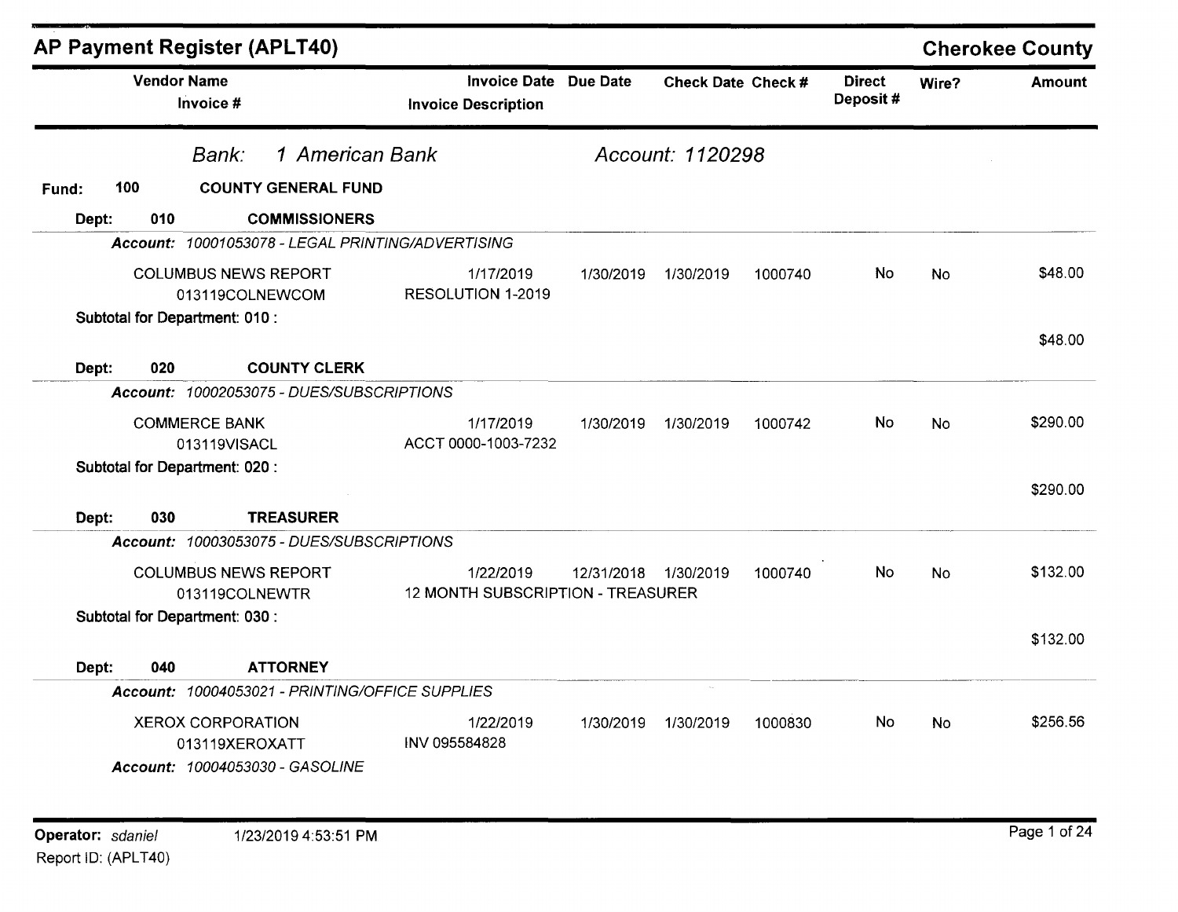# AP Payment Register (APLT40)

**Cherokee County**

| Vendor Name / Invoice # | Invoice Date / Invoice Description | Due Date | Check Date | Check # | Direct Deposit # | Wire? | Amount |
|---|---|---|---|---|---|---|---|

*Bank:* *1 American Bank* — *Account: 1120298*

**Fund: 100 COUNTY GENERAL FUND**

**Dept: 010 COMMISSIONERS**

***Account:*** *10001053078 - LEGAL PRINTING/ADVERTISING*

| Vendor Name / Invoice # | Invoice Date / Invoice Description | Due Date | Check Date | Check # | Direct Deposit # | Wire? | Amount |
|---|---|---|---|---|---|---|---|
| COLUMBUS NEWS REPORT<br>013119COLNEWCOM | 1/17/2019<br>RESOLUTION 1-2019 | 1/30/2019 | 1/30/2019 | 1000740 | No | No | $48.00 |

**Subtotal for Department: 010 :** $48.00

**Dept: 020 COUNTY CLERK**

***Account:*** *10002053075 - DUES/SUBSCRIPTIONS*

| Vendor Name / Invoice # | Invoice Date / Invoice Description | Due Date | Check Date | Check # | Direct Deposit # | Wire? | Amount |
|---|---|---|---|---|---|---|---|
| COMMERCE BANK<br>013119VISACL | 1/17/2019<br>ACCT 0000-1003-7232 | 1/30/2019 | 1/30/2019 | 1000742 | No | No | $290.00 |

**Subtotal for Department: 020 :** $290.00

**Dept: 030 TREASURER**

***Account:*** *10003053075 - DUES/SUBSCRIPTIONS*

| Vendor Name / Invoice # | Invoice Date / Invoice Description | Due Date | Check Date | Check # | Direct Deposit # | Wire? | Amount |
|---|---|---|---|---|---|---|---|
| COLUMBUS NEWS REPORT<br>013119COLNEWTR | 1/22/2019<br>12 MONTH SUBSCRIPTION - TREASURER | 12/31/2018 | 1/30/2019 | 1000740 | No | No | $132.00 |

**Subtotal for Department: 030 :** $132.00

**Dept: 040 ATTORNEY**

***Account:*** *10004053021 - PRINTING/OFFICE SUPPLIES*

| Vendor Name / Invoice # | Invoice Date / Invoice Description | Due Date | Check Date | Check # | Direct Deposit # | Wire? | Amount |
|---|---|---|---|---|---|---|---|
| XEROX CORPORATION<br>013119XEROXATT | 1/22/2019<br>INV 095584828 | 1/30/2019 | 1/30/2019 | 1000830 | No | No | $256.56 |

***Account:*** *10004053030 - GASOLINE*

**Operator:** *sdaniel* 1/23/2019 4:53:51 PM
Report ID: (APLT40)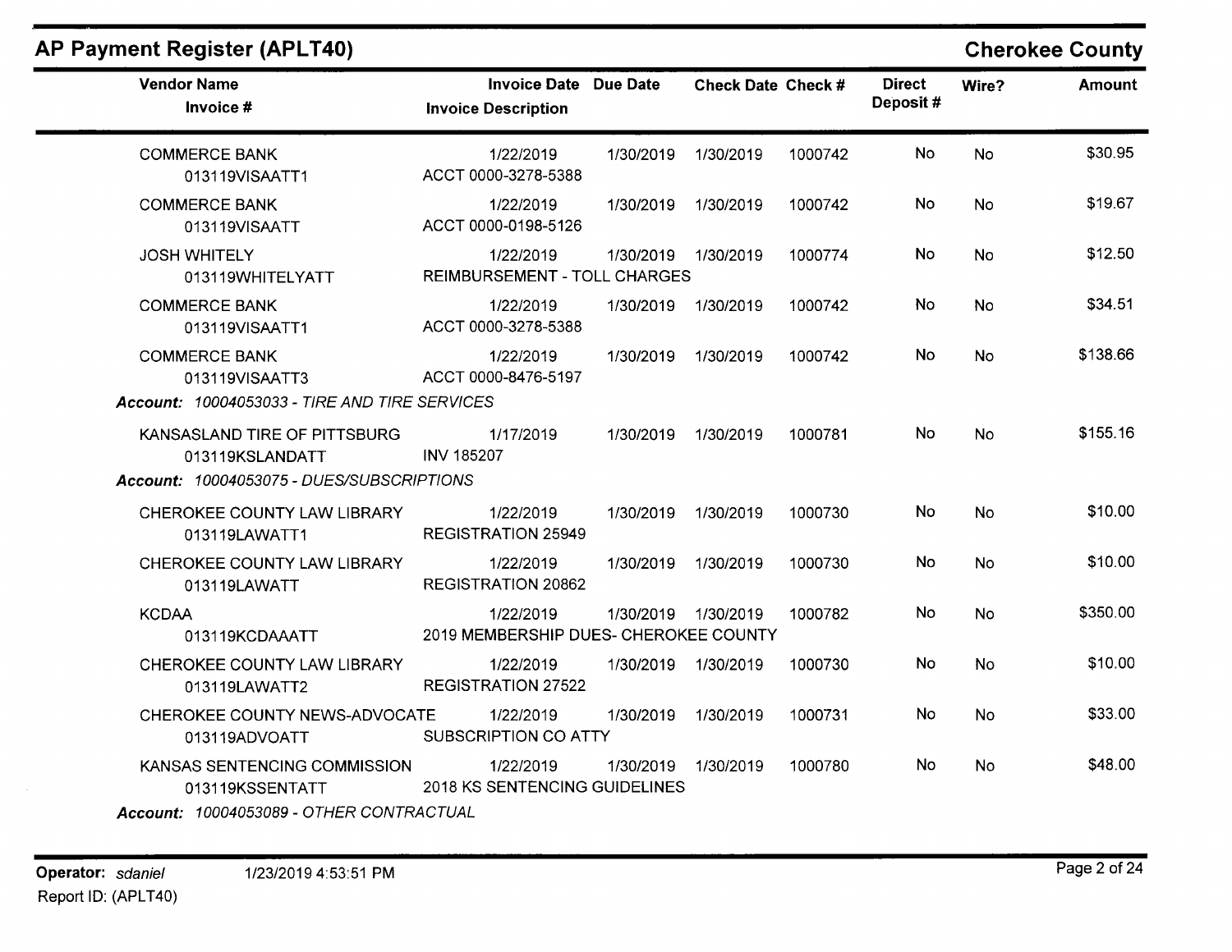## AP Payment Register (APLT40)

**Cherokee County**

| Vendor Name / Invoice # | Invoice Date / Invoice Description | Due Date | Check Date | Check # | Direct Deposit # | Wire? | Amount |
|---|---|---|---|---|---|---|---|
| COMMERCE BANK<br>013119VISAATT1 | 1/22/2019<br>ACCT 0000-3278-5388 | 1/30/2019 | 1/30/2019 | 1000742 | No | No | $30.95 |
| COMMERCE BANK<br>013119VISAATT | 1/22/2019<br>ACCT 0000-0198-5126 | 1/30/2019 | 1/30/2019 | 1000742 | No | No | $19.67 |
| JOSH WHITELY<br>013119WHITELYATT | 1/22/2019<br>REIMBURSEMENT - TOLL CHARGES | 1/30/2019 | 1/30/2019 | 1000774 | No | No | $12.50 |
| COMMERCE BANK<br>013119VISAATT1 | 1/22/2019<br>ACCT 0000-3278-5388 | 1/30/2019 | 1/30/2019 | 1000742 | No | No | $34.51 |
| COMMERCE BANK<br>013119VISAATT3 | 1/22/2019<br>ACCT 0000-8476-5197 | 1/30/2019 | 1/30/2019 | 1000742 | No | No | $138.66 |
| ***Account:** 10004053033 - TIRE AND TIRE SERVICES* | | | | | | | |
| KANSASLAND TIRE OF PITTSBURG<br>013119KSLANDATT | 1/17/2019<br>INV 185207 | 1/30/2019 | 1/30/2019 | 1000781 | No | No | $155.16 |
| ***Account:** 10004053075 - DUES/SUBSCRIPTIONS* | | | | | | | |
| CHEROKEE COUNTY LAW LIBRARY<br>013119LAWATT1 | 1/22/2019<br>REGISTRATION 25949 | 1/30/2019 | 1/30/2019 | 1000730 | No | No | $10.00 |
| CHEROKEE COUNTY LAW LIBRARY<br>013119LAWATT | 1/22/2019<br>REGISTRATION 20862 | 1/30/2019 | 1/30/2019 | 1000730 | No | No | $10.00 |
| KCDAA<br>013119KCDAAATT | 1/22/2019<br>2019 MEMBERSHIP DUES- CHEROKEE COUNTY | 1/30/2019 | 1/30/2019 | 1000782 | No | No | $350.00 |
| CHEROKEE COUNTY LAW LIBRARY<br>013119LAWATT2 | 1/22/2019<br>REGISTRATION 27522 | 1/30/2019 | 1/30/2019 | 1000730 | No | No | $10.00 |
| CHEROKEE COUNTY NEWS-ADVOCATE<br>013119ADVOATT | 1/22/2019<br>SUBSCRIPTION CO ATTY | 1/30/2019 | 1/30/2019 | 1000731 | No | No | $33.00 |
| KANSAS SENTENCING COMMISSION<br>013119KSSENTATT | 1/22/2019<br>2018 KS SENTENCING GUIDELINES | 1/30/2019 | 1/30/2019 | 1000780 | No | No | $48.00 |
| ***Account:** 10004053089 - OTHER CONTRACTUAL* | | | | | | | |

**Operator:** *sdaniel* 1/23/2019 4:53:51 PM
Report ID: (APLT40)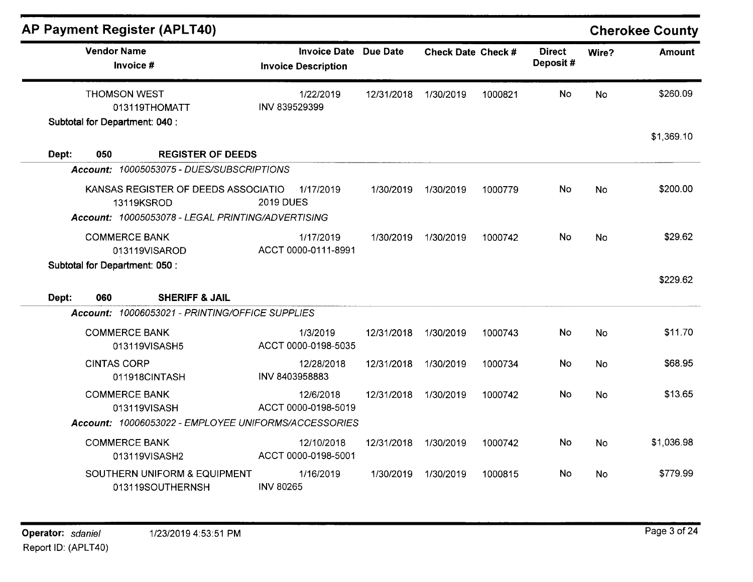## AP Payment Register (APLT40)

**Cherokee County**

| Vendor Name / Invoice # | Invoice Date / Invoice Description | Due Date | Check Date | Check # | Direct Deposit # | Wire? | Amount |
|---|---|---|---|---|---|---|---|
| THOMSON WEST<br>013119THOMATT | 1/22/2019<br>INV 839529399 | 12/31/2018 | 1/30/2019 | 1000821 | No | No | $260.09 |
| **Subtotal for Department: 040 :** | | | | | | | $1,369.10 |
| **Dept: 050 REGISTER OF DEEDS** | | | | | | | |
| ***Account: 10005053075 - DUES/SUBSCRIPTIONS*** | | | | | | | |
| KANSAS REGISTER OF DEEDS ASSOCIATIO<br>13119KSROD | 1/17/2019<br>2019 DUES | 1/30/2019 | 1/30/2019 | 1000779 | No | No | $200.00 |
| ***Account: 10005053078 - LEGAL PRINTING/ADVERTISING*** | | | | | | | |
| COMMERCE BANK<br>013119VISAROD | 1/17/2019<br>ACCT 0000-0111-8991 | 1/30/2019 | 1/30/2019 | 1000742 | No | No | $29.62 |
| **Subtotal for Department: 050 :** | | | | | | | $229.62 |
| **Dept: 060 SHERIFF & JAIL** | | | | | | | |
| ***Account: 10006053021 - PRINTING/OFFICE SUPPLIES*** | | | | | | | |
| COMMERCE BANK<br>013119VISASH5 | 1/3/2019<br>ACCT 0000-0198-5035 | 12/31/2018 | 1/30/2019 | 1000743 | No | No | $11.70 |
| CINTAS CORP<br>011918CINTASH | 12/28/2018<br>INV 8403958883 | 12/31/2018 | 1/30/2019 | 1000734 | No | No | $68.95 |
| COMMERCE BANK<br>013119VISASH | 12/6/2018<br>ACCT 0000-0198-5019 | 12/31/2018 | 1/30/2019 | 1000742 | No | No | $13.65 |
| ***Account: 10006053022 - EMPLOYEE UNIFORMS/ACCESSORIES*** | | | | | | | |
| COMMERCE BANK<br>013119VISASH2 | 12/10/2018<br>ACCT 0000-0198-5001 | 12/31/2018 | 1/30/2019 | 1000742 | No | No | $1,036.98 |
| SOUTHERN UNIFORM & EQUIPMENT<br>013119SOUTHERNSH | 1/16/2019<br>INV 80265 | 1/30/2019 | 1/30/2019 | 1000815 | No | No | $779.99 |

Operator: *sdaniel* 1/23/2019 4:53:51 PM

Report ID: (APLT40)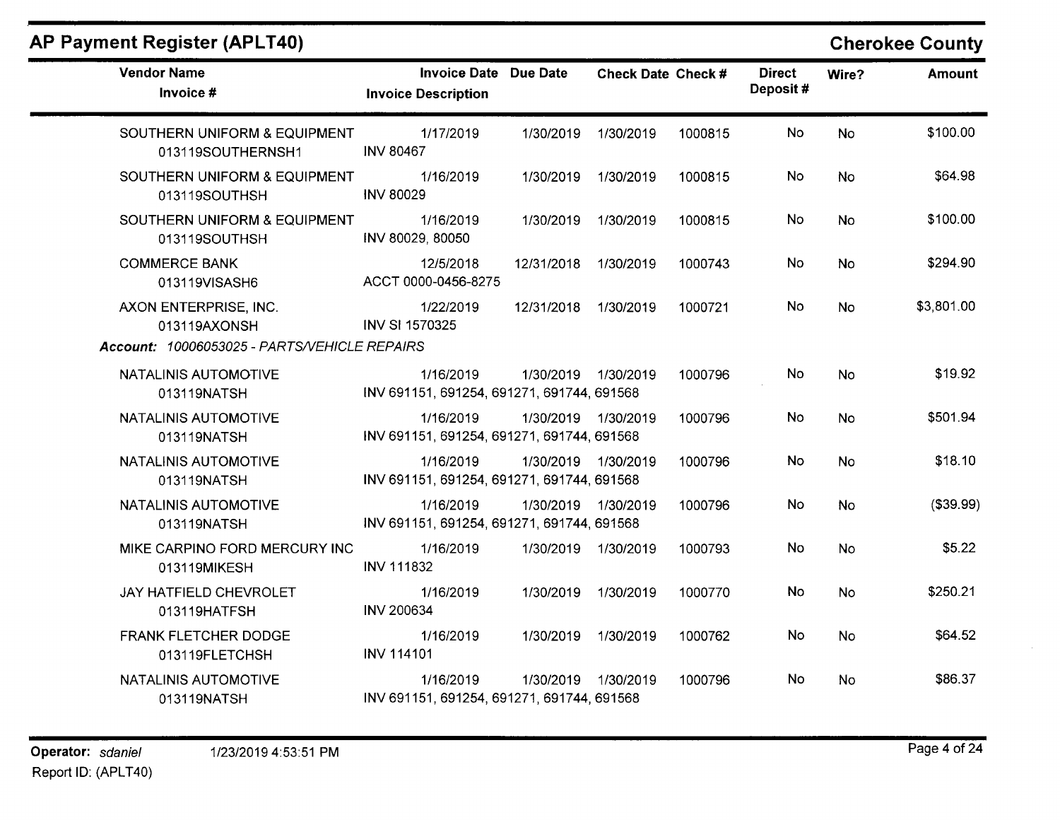## AP Payment Register (APLT40)

**Cherokee County**

| Vendor Name / Invoice # | Invoice Date / Invoice Description | Due Date | Check Date | Check # | Direct Deposit # | Wire? | Amount |
|---|---|---|---|---|---|---|---|
| SOUTHERN UNIFORM & EQUIPMENT<br>013119SOUTHERNSH1 | 1/17/2019<br>INV 80467 | 1/30/2019 | 1/30/2019 | 1000815 | No | No | $100.00 |
| SOUTHERN UNIFORM & EQUIPMENT<br>013119SOUTHSH | 1/16/2019<br>INV 80029 | 1/30/2019 | 1/30/2019 | 1000815 | No | No | $64.98 |
| SOUTHERN UNIFORM & EQUIPMENT<br>013119SOUTHSH | 1/16/2019<br>INV 80029, 80050 | 1/30/2019 | 1/30/2019 | 1000815 | No | No | $100.00 |
| COMMERCE BANK<br>013119VISASH6 | 12/5/2018<br>ACCT 0000-0456-8275 | 12/31/2018 | 1/30/2019 | 1000743 | No | No | $294.90 |
| AXON ENTERPRISE, INC.<br>013119AXONSH | 1/22/2019<br>INV SI 1570325 | 12/31/2018 | 1/30/2019 | 1000721 | No | No | $3,801.00 |

***Account:** 10006053025 - PARTS/VEHICLE REPAIRS*

| Vendor Name / Invoice # | Invoice Date / Invoice Description | Due Date | Check Date | Check # | Direct Deposit # | Wire? | Amount |
|---|---|---|---|---|---|---|---|
| NATALINIS AUTOMOTIVE<br>013119NATSH | 1/16/2019<br>INV 691151, 691254, 691271, 691744, 691568 | 1/30/2019 | 1/30/2019 | 1000796 | No | No | $19.92 |
| NATALINIS AUTOMOTIVE<br>013119NATSH | 1/16/2019<br>INV 691151, 691254, 691271, 691744, 691568 | 1/30/2019 | 1/30/2019 | 1000796 | No | No | $501.94 |
| NATALINIS AUTOMOTIVE<br>013119NATSH | 1/16/2019<br>INV 691151, 691254, 691271, 691744, 691568 | 1/30/2019 | 1/30/2019 | 1000796 | No | No | $18.10 |
| NATALINIS AUTOMOTIVE<br>013119NATSH | 1/16/2019<br>INV 691151, 691254, 691271, 691744, 691568 | 1/30/2019 | 1/30/2019 | 1000796 | No | No | ($39.99) |
| MIKE CARPINO FORD MERCURY INC<br>013119MIKESH | 1/16/2019<br>INV 111832 | 1/30/2019 | 1/30/2019 | 1000793 | No | No | $5.22 |
| JAY HATFIELD CHEVROLET<br>013119HATFSH | 1/16/2019<br>INV 200634 | 1/30/2019 | 1/30/2019 | 1000770 | No | No | $250.21 |
| FRANK FLETCHER DODGE<br>013119FLETCHSH | 1/16/2019<br>INV 114101 | 1/30/2019 | 1/30/2019 | 1000762 | No | No | $64.52 |
| NATALINIS AUTOMOTIVE<br>013119NATSH | 1/16/2019<br>INV 691151, 691254, 691271, 691744, 691568 | 1/30/2019 | 1/30/2019 | 1000796 | No | No | $86.37 |

**Operator:** *sdaniel* 1/23/2019 4:53:51 PM
Report ID: (APLT40)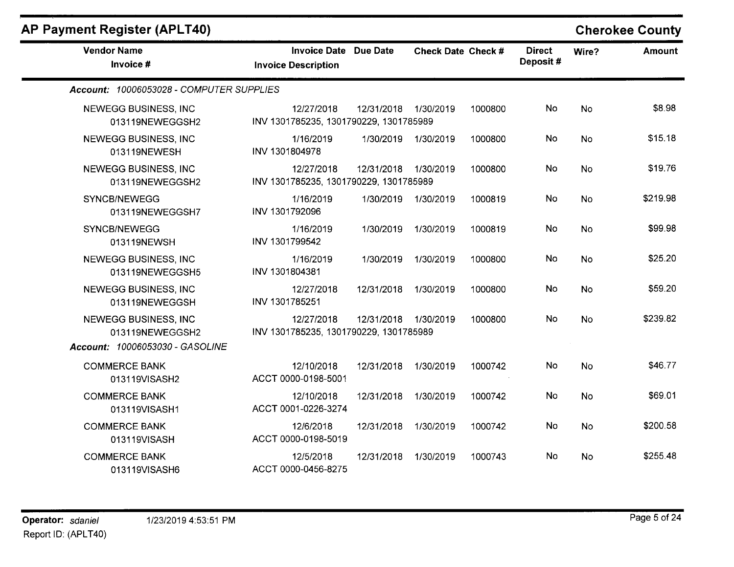## AP Payment Register (APLT40)

**Cherokee County**

| Vendor Name / Invoice # | Invoice Date / Invoice Description | Due Date | Check Date | Check # | Direct Deposit # | Wire? | Amount |
|---|---|---|---|---|---|---|---|
| ***Account: 10006053028 - COMPUTER SUPPLIES*** | | | | | | | |
| NEWEGG BUSINESS, INC<br>013119NEWEGGSH2 | 12/27/2018<br>INV 1301785235, 1301790229, 1301785989 | 12/31/2018 | 1/30/2019 | 1000800 | No | No | $8.98 |
| NEWEGG BUSINESS, INC<br>013119NEWESH | 1/16/2019<br>INV 1301804978 | 1/30/2019 | 1/30/2019 | 1000800 | No | No | $15.18 |
| NEWEGG BUSINESS, INC<br>013119NEWEGGSH2 | 12/27/2018<br>INV 1301785235, 1301790229, 1301785989 | 12/31/2018 | 1/30/2019 | 1000800 | No | No | $19.76 |
| SYNCB/NEWEGG<br>013119NEWEGGSH7 | 1/16/2019<br>INV 1301792096 | 1/30/2019 | 1/30/2019 | 1000819 | No | No | $219.98 |
| SYNCB/NEWEGG<br>013119NEWSH | 1/16/2019<br>INV 1301799542 | 1/30/2019 | 1/30/2019 | 1000819 | No | No | $99.98 |
| NEWEGG BUSINESS, INC<br>013119NEWEGGSH5 | 1/16/2019<br>INV 1301804381 | 1/30/2019 | 1/30/2019 | 1000800 | No | No | $25.20 |
| NEWEGG BUSINESS, INC<br>013119NEWEGGSH | 12/27/2018<br>INV 1301785251 | 12/31/2018 | 1/30/2019 | 1000800 | No | No | $59.20 |
| NEWEGG BUSINESS, INC<br>013119NEWEGGSH2 | 12/27/2018<br>INV 1301785235, 1301790229, 1301785989 | 12/31/2018 | 1/30/2019 | 1000800 | No | No | $239.82 |
| ***Account: 10006053030 - GASOLINE*** | | | | | | | |
| COMMERCE BANK<br>013119VISASH2 | 12/10/2018<br>ACCT 0000-0198-5001 | 12/31/2018 | 1/30/2019 | 1000742 | No | No | $46.77 |
| COMMERCE BANK<br>013119VISASH1 | 12/10/2018<br>ACCT 0001-0226-3274 | 12/31/2018 | 1/30/2019 | 1000742 | No | No | $69.01 |
| COMMERCE BANK<br>013119VISASH | 12/6/2018<br>ACCT 0000-0198-5019 | 12/31/2018 | 1/30/2019 | 1000742 | No | No | $200.58 |
| COMMERCE BANK<br>013119VISASH6 | 12/5/2018<br>ACCT 0000-0456-8275 | 12/31/2018 | 1/30/2019 | 1000743 | No | No | $255.48 |

**Operator:** *sdaniel* 1/23/2019 4:53:51 PM
Report ID: (APLT40)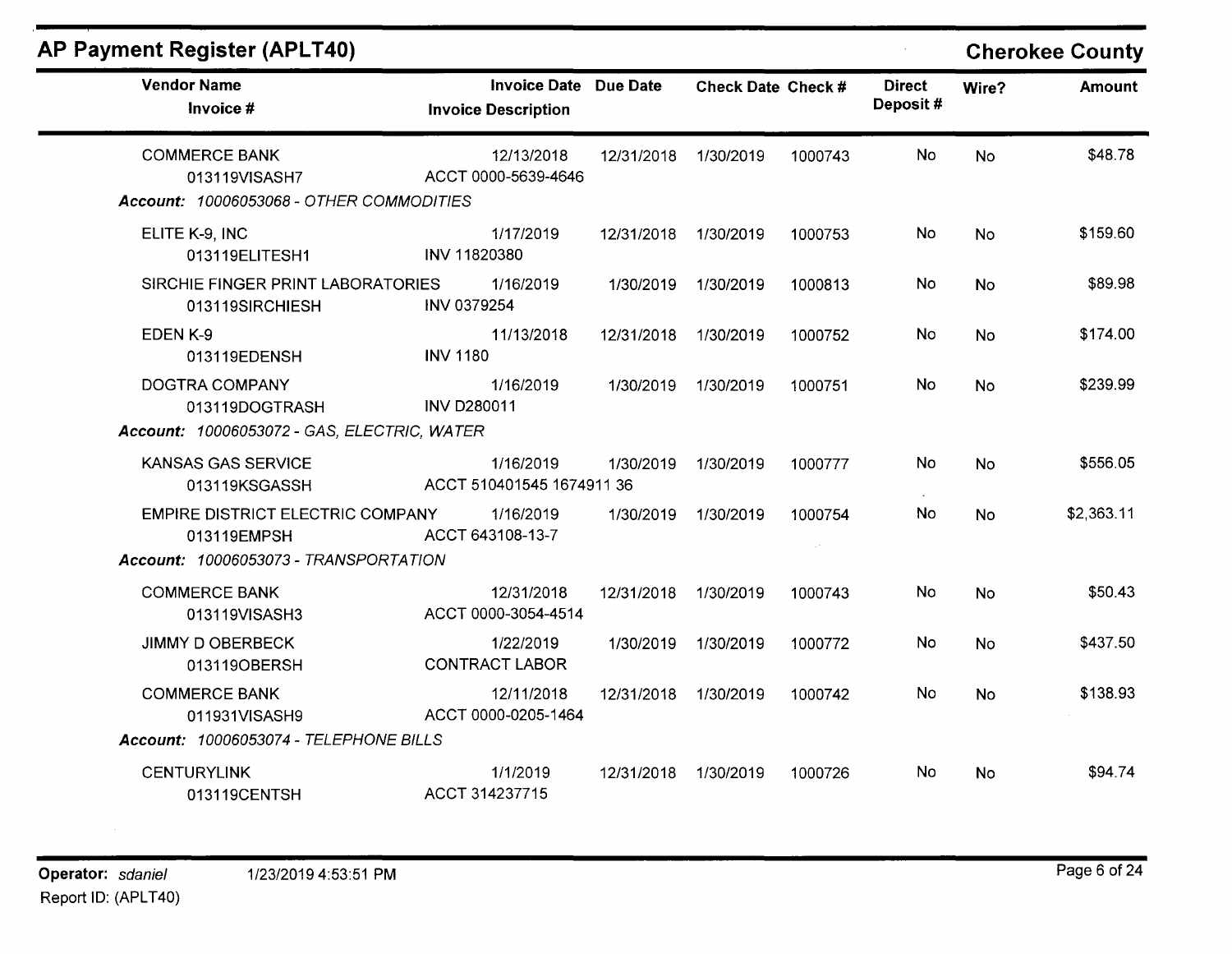## AP Payment Register (APLT40)

**Cherokee County**

| Vendor Name / Invoice # | Invoice Date / Invoice Description | Due Date | Check Date | Check # | Direct Deposit # | Wire? | Amount |
|---|---|---|---|---|---|---|---|
| COMMERCE BANK<br>013119VISASH7 | 12/13/2018<br>ACCT 0000-5639-4646 | 12/31/2018 | 1/30/2019 | 1000743 | No | No | $48.78 |
| ***Account:** 10006053068 - OTHER COMMODITIES* | | | | | | | |
| ELITE K-9, INC<br>013119ELITESH1 | 1/17/2019<br>INV 11820380 | 12/31/2018 | 1/30/2019 | 1000753 | No | No | $159.60 |
| SIRCHIE FINGER PRINT LABORATORIES<br>013119SIRCHIESH | 1/16/2019<br>INV 0379254 | 1/30/2019 | 1/30/2019 | 1000813 | No | No | $89.98 |
| EDEN K-9<br>013119EDENSH | 11/13/2018<br>INV 1180 | 12/31/2018 | 1/30/2019 | 1000752 | No | No | $174.00 |
| DOGTRA COMPANY<br>013119DOGTRASH | 1/16/2019<br>INV D280011 | 1/30/2019 | 1/30/2019 | 1000751 | No | No | $239.99 |
| ***Account:** 10006053072 - GAS, ELECTRIC, WATER* | | | | | | | |
| KANSAS GAS SERVICE<br>013119KSGASSH | 1/16/2019<br>ACCT 510401545 1674911 36 | 1/30/2019 | 1/30/2019 | 1000777 | No | No | $556.05 |
| EMPIRE DISTRICT ELECTRIC COMPANY<br>013119EMPSH | 1/16/2019<br>ACCT 643108-13-7 | 1/30/2019 | 1/30/2019 | 1000754 | No | No | $2,363.11 |
| ***Account:** 10006053073 - TRANSPORTATION* | | | | | | | |
| COMMERCE BANK<br>013119VISASH3 | 12/31/2018<br>ACCT 0000-3054-4514 | 12/31/2018 | 1/30/2019 | 1000743 | No | No | $50.43 |
| JIMMY D OBERBECK<br>013119OBERSH | 1/22/2019<br>CONTRACT LABOR | 1/30/2019 | 1/30/2019 | 1000772 | No | No | $437.50 |
| COMMERCE BANK<br>011931VISASH9 | 12/11/2018<br>ACCT 0000-0205-1464 | 12/31/2018 | 1/30/2019 | 1000742 | No | No | $138.93 |
| ***Account:** 10006053074 - TELEPHONE BILLS* | | | | | | | |
| CENTURYLINK<br>013119CENTSH | 1/1/2019<br>ACCT 314237715 | 12/31/2018 | 1/30/2019 | 1000726 | No | No | $94.74 |

**Operator:** *sdaniel* 1/23/2019 4:53:51 PM
Report ID: (APLT40)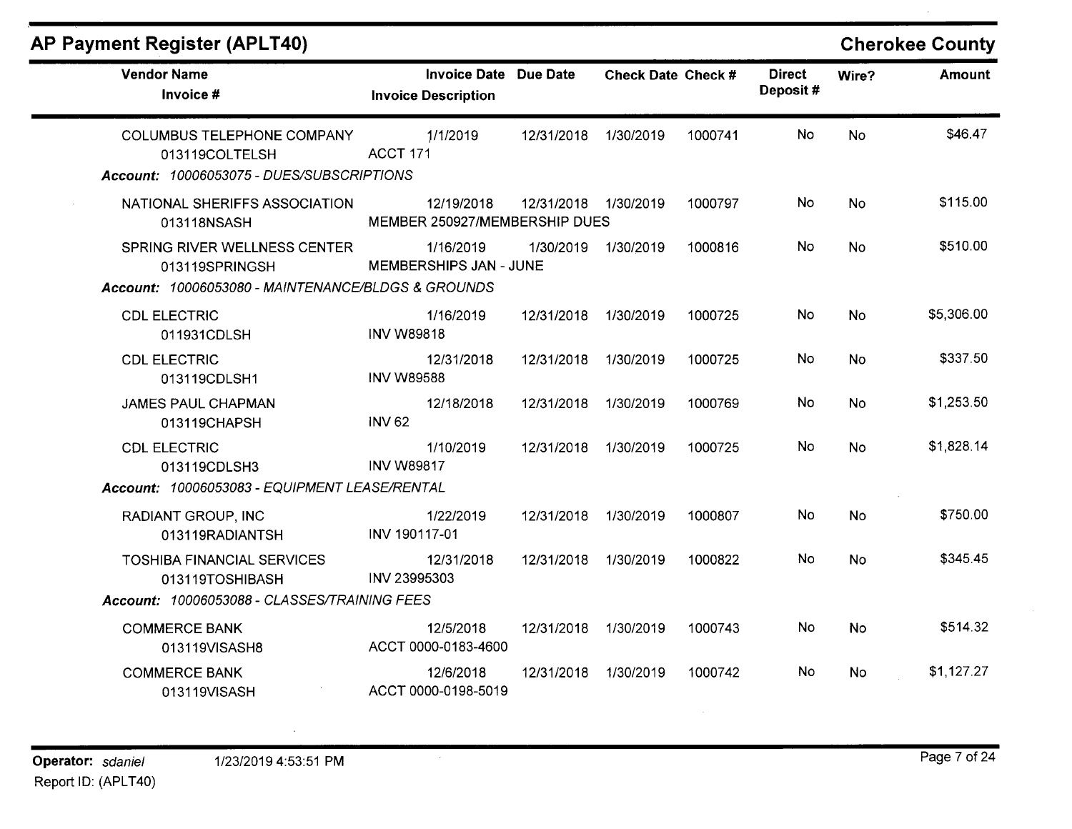## AP Payment Register (APLT40)

**Cherokee County**

| Vendor Name / Invoice # | Invoice Date / Invoice Description | Due Date | Check Date | Check # | Direct Deposit # | Wire? | Amount |
|---|---|---|---|---|---|---|---|
| COLUMBUS TELEPHONE COMPANY<br>013119COLTELSH | 1/1/2019<br>ACCT 171 | 12/31/2018 | 1/30/2019 | 1000741 | No | No | $46.47 |
| ***Account:** 10006053075 - DUES/SUBSCRIPTIONS* | | | | | | | |
| NATIONAL SHERIFFS ASSOCIATION<br>013118NSASH | 12/19/2018<br>MEMBER 250927/MEMBERSHIP DUES | 12/31/2018 | 1/30/2019 | 1000797 | No | No | $115.00 |
| SPRING RIVER WELLNESS CENTER<br>013119SPRINGSH | 1/16/2019<br>MEMBERSHIPS JAN - JUNE | 1/30/2019 | 1/30/2019 | 1000816 | No | No | $510.00 |
| ***Account:** 10006053080 - MAINTENANCE/BLDGS & GROUNDS* | | | | | | | |
| CDL ELECTRIC<br>011931CDLSH | 1/16/2019<br>INV W89818 | 12/31/2018 | 1/30/2019 | 1000725 | No | No | $5,306.00 |
| CDL ELECTRIC<br>013119CDLSH1 | 12/31/2018<br>INV W89588 | 12/31/2018 | 1/30/2019 | 1000725 | No | No | $337.50 |
| JAMES PAUL CHAPMAN<br>013119CHAPSH | 12/18/2018<br>INV 62 | 12/31/2018 | 1/30/2019 | 1000769 | No | No | $1,253.50 |
| CDL ELECTRIC<br>013119CDLSH3 | 1/10/2019<br>INV W89817 | 12/31/2018 | 1/30/2019 | 1000725 | No | No | $1,828.14 |
| ***Account:** 10006053083 - EQUIPMENT LEASE/RENTAL* | | | | | | | |
| RADIANT GROUP, INC<br>013119RADIANTSH | 1/22/2019<br>INV 190117-01 | 12/31/2018 | 1/30/2019 | 1000807 | No | No | $750.00 |
| TOSHIBA FINANCIAL SERVICES<br>013119TOSHIBASH | 12/31/2018<br>INV 23995303 | 12/31/2018 | 1/30/2019 | 1000822 | No | No | $345.45 |
| ***Account:** 10006053088 - CLASSES/TRAINING FEES* | | | | | | | |
| COMMERCE BANK<br>013119VISASH8 | 12/5/2018<br>ACCT 0000-0183-4600 | 12/31/2018 | 1/30/2019 | 1000743 | No | No | $514.32 |
| COMMERCE BANK<br>013119VISASH | 12/6/2018<br>ACCT 0000-0198-5019 | 12/31/2018 | 1/30/2019 | 1000742 | No | No | $1,127.27 |

**Operator:** *sdaniel* 1/23/2019 4:53:51 PM

Report ID: (APLT40)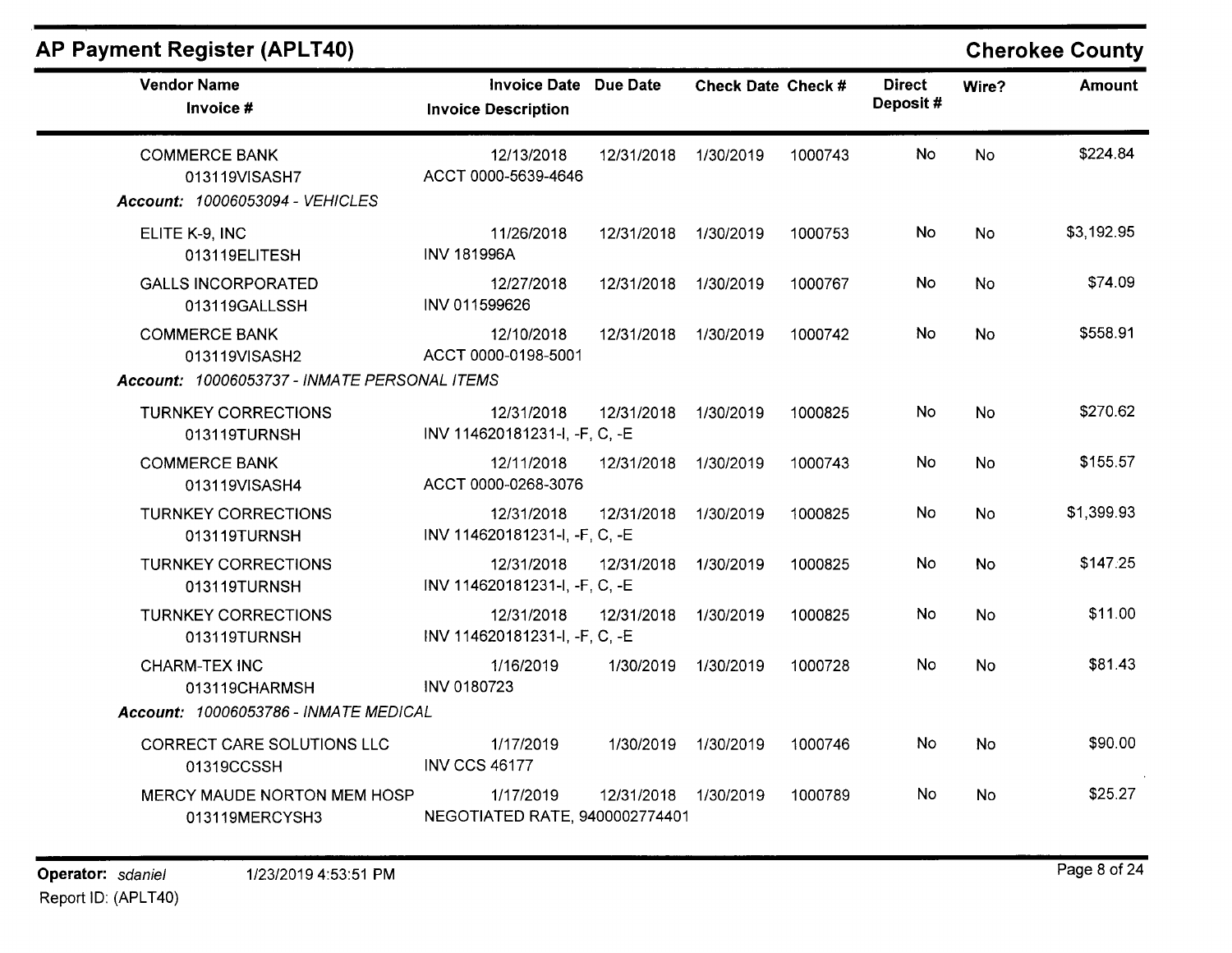# AP Payment Register (APLT40)

**Cherokee County**

| Vendor Name / Invoice # | Invoice Date / Invoice Description | Due Date | Check Date | Check # | Direct Deposit # | Wire? | Amount |
|---|---|---|---|---|---|---|---|
| COMMERCE BANK<br>013119VISASH7 | 12/13/2018<br>ACCT 0000-5639-4646 | 12/31/2018 | 1/30/2019 | 1000743 | No | No | $224.84 |
| ***Account:* 10006053094 - VEHICLES** | | | | | | | |
| ELITE K-9, INC<br>013119ELITESH | 11/26/2018<br>INV 181996A | 12/31/2018 | 1/30/2019 | 1000753 | No | No | $3,192.95 |
| GALLS INCORPORATED<br>013119GALLSSH | 12/27/2018<br>INV 011599626 | 12/31/2018 | 1/30/2019 | 1000767 | No | No | $74.09 |
| COMMERCE BANK<br>013119VISASH2 | 12/10/2018<br>ACCT 0000-0198-5001 | 12/31/2018 | 1/30/2019 | 1000742 | No | No | $558.91 |
| ***Account:* 10006053737 - INMATE PERSONAL ITEMS** | | | | | | | |
| TURNKEY CORRECTIONS<br>013119TURNSH | 12/31/2018<br>INV 114620181231-I, -F, C, -E | 12/31/2018 | 1/30/2019 | 1000825 | No | No | $270.62 |
| COMMERCE BANK<br>013119VISASH4 | 12/11/2018<br>ACCT 0000-0268-3076 | 12/31/2018 | 1/30/2019 | 1000743 | No | No | $155.57 |
| TURNKEY CORRECTIONS<br>013119TURNSH | 12/31/2018<br>INV 114620181231-I, -F, C, -E | 12/31/2018 | 1/30/2019 | 1000825 | No | No | $1,399.93 |
| TURNKEY CORRECTIONS<br>013119TURNSH | 12/31/2018<br>INV 114620181231-I, -F, C, -E | 12/31/2018 | 1/30/2019 | 1000825 | No | No | $147.25 |
| TURNKEY CORRECTIONS<br>013119TURNSH | 12/31/2018<br>INV 114620181231-I, -F, C, -E | 12/31/2018 | 1/30/2019 | 1000825 | No | No | $11.00 |
| CHARM-TEX INC<br>013119CHARMSH | 1/16/2019<br>INV 0180723 | 1/30/2019 | 1/30/2019 | 1000728 | No | No | $81.43 |
| ***Account:* 10006053786 - INMATE MEDICAL** | | | | | | | |
| CORRECT CARE SOLUTIONS LLC<br>01319CCSSH | 1/17/2019<br>INV CCS 46177 | 1/30/2019 | 1/30/2019 | 1000746 | No | No | $90.00 |
| MERCY MAUDE NORTON MEM HOSP<br>013119MERCYSH3 | 1/17/2019<br>NEGOTIATED RATE, 9400002774401 | 12/31/2018 | 1/30/2019 | 1000789 | No | No | $25.27 |

**Operator:** *sdaniel* 1/23/2019 4:53:51 PM
Report ID: (APLT40)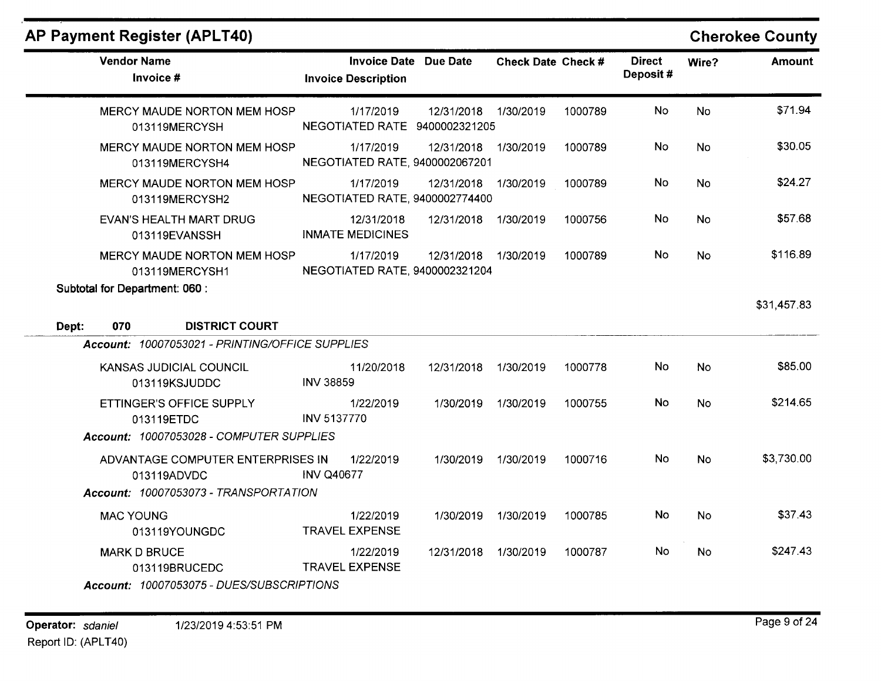## AP Payment Register (APLT40)

**Cherokee County**

| Vendor Name / Invoice # | Invoice Date / Invoice Description | Due Date | Check Date | Check # | Direct Deposit # | Wire? | Amount |
|---|---|---|---|---|---|---|---|
| MERCY MAUDE NORTON MEM HOSP 013119MERCYSH | 1/17/2019 NEGOTIATED RATE 9400002321205 | 12/31/2018 | 1/30/2019 | 1000789 | No | No | $71.94 |
| MERCY MAUDE NORTON MEM HOSP 013119MERCYSH4 | 1/17/2019 NEGOTIATED RATE, 9400002067201 | 12/31/2018 | 1/30/2019 | 1000789 | No | No | $30.05 |
| MERCY MAUDE NORTON MEM HOSP 013119MERCYSH2 | 1/17/2019 NEGOTIATED RATE, 9400002774400 | 12/31/2018 | 1/30/2019 | 1000789 | No | No | $24.27 |
| EVAN'S HEALTH MART DRUG 013119EVANSSH | 12/31/2018 INMATE MEDICINES | 12/31/2018 | 1/30/2019 | 1000756 | No | No | $57.68 |
| MERCY MAUDE NORTON MEM HOSP 013119MERCYSH1 | 1/17/2019 NEGOTIATED RATE, 9400002321204 | 12/31/2018 | 1/30/2019 | 1000789 | No | No | $116.89 |
| **Subtotal for Department: 060 :** | | | | | | | $31,457.83 |

**Dept: 070 DISTRICT COURT**

*Account: 10007053021 - PRINTING/OFFICE SUPPLIES*

| Vendor Name / Invoice # | Invoice Date / Invoice Description | Due Date | Check Date | Check # | Direct Deposit # | Wire? | Amount |
|---|---|---|---|---|---|---|---|
| KANSAS JUDICIAL COUNCIL 013119KSJUDDC | 11/20/2018 INV 38859 | 12/31/2018 | 1/30/2019 | 1000778 | No | No | $85.00 |
| ETTINGER'S OFFICE SUPPLY 013119ETDC | 1/22/2019 INV 5137770 | 1/30/2019 | 1/30/2019 | 1000755 | No | No | $214.65 |

*Account: 10007053028 - COMPUTER SUPPLIES*

| Vendor Name / Invoice # | Invoice Date / Invoice Description | Due Date | Check Date | Check # | Direct Deposit # | Wire? | Amount |
|---|---|---|---|---|---|---|---|
| ADVANTAGE COMPUTER ENTERPRISES IN 013119ADVDC | 1/22/2019 INV Q40677 | 1/30/2019 | 1/30/2019 | 1000716 | No | No | $3,730.00 |

*Account: 10007053073 - TRANSPORTATION*

| Vendor Name / Invoice # | Invoice Date / Invoice Description | Due Date | Check Date | Check # | Direct Deposit # | Wire? | Amount |
|---|---|---|---|---|---|---|---|
| MAC YOUNG 013119YOUNGDC | 1/22/2019 TRAVEL EXPENSE | 1/30/2019 | 1/30/2019 | 1000785 | No | No | $37.43 |
| MARK D BRUCE 013119BRUCEDC | 1/22/2019 TRAVEL EXPENSE | 12/31/2018 | 1/30/2019 | 1000787 | No | No | $247.43 |

*Account: 10007053075 - DUES/SUBSCRIPTIONS*

Operator: *sdaniel* 1/23/2019 4:53:51 PM
Report ID: (APLT40)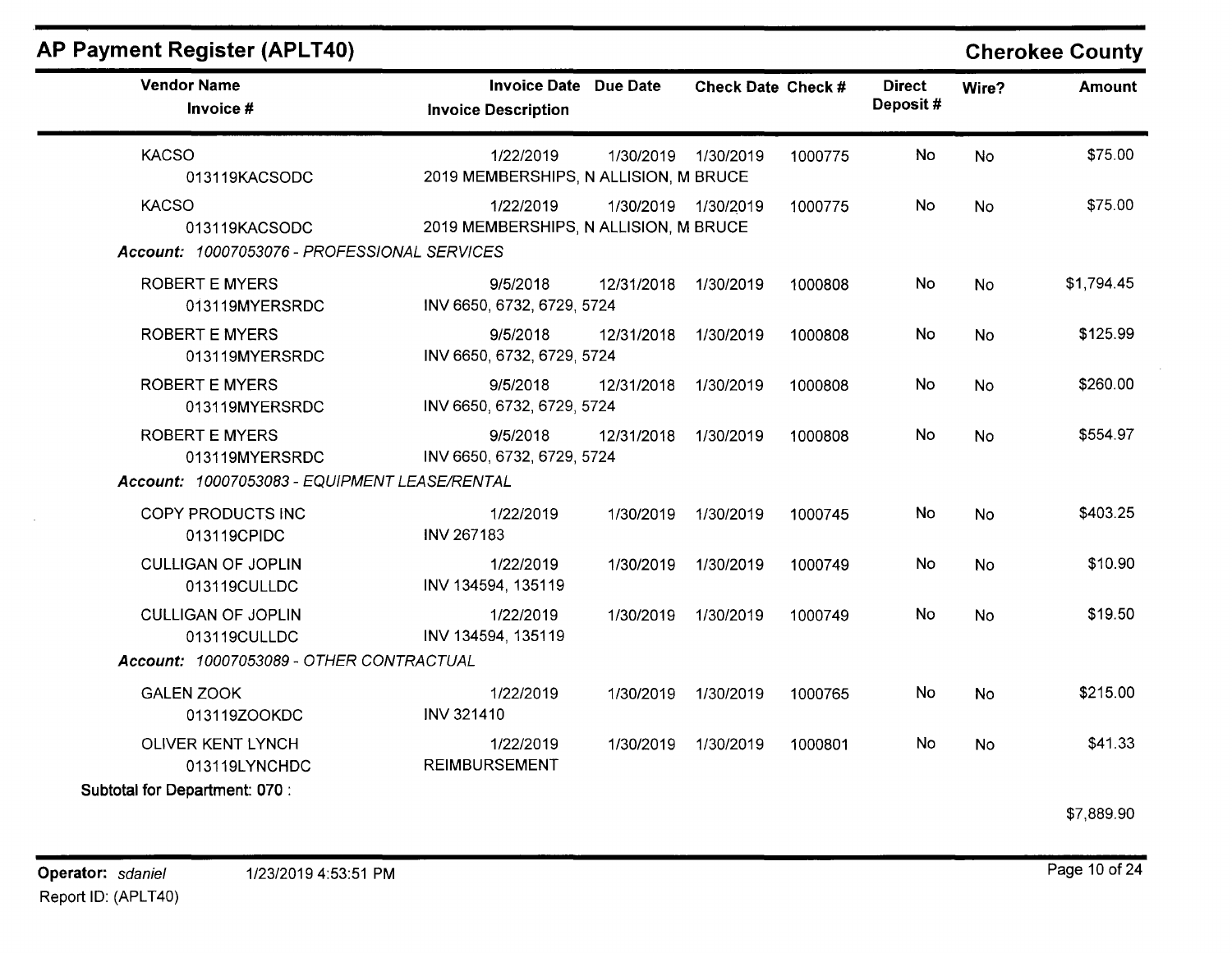## AP Payment Register (APLT40)

**Cherokee County**

| Vendor Name / Invoice # | Invoice Date / Invoice Description | Due Date | Check Date | Check # | Direct Deposit # | Wire? | Amount |
|---|---|---|---|---|---|---|---|
| KACSO<br>013119KACSODC | 1/22/2019<br>2019 MEMBERSHIPS, N ALLISION, M BRUCE | 1/30/2019 | 1/30/2019 | 1000775 | No | No | $75.00 |
| KACSO<br>013119KACSODC | 1/22/2019<br>2019 MEMBERSHIPS, N ALLISION, M BRUCE | 1/30/2019 | 1/30/2019 | 1000775 | No | No | $75.00 |
| ***Account:* 10007053076 - PROFESSIONAL SERVICES** | | | | | | | |
| ROBERT E MYERS<br>013119MYERSRDC | 9/5/2018<br>INV 6650, 6732, 6729, 5724 | 12/31/2018 | 1/30/2019 | 1000808 | No | No | $1,794.45 |
| ROBERT E MYERS<br>013119MYERSRDC | 9/5/2018<br>INV 6650, 6732, 6729, 5724 | 12/31/2018 | 1/30/2019 | 1000808 | No | No | $125.99 |
| ROBERT E MYERS<br>013119MYERSRDC | 9/5/2018<br>INV 6650, 6732, 6729, 5724 | 12/31/2018 | 1/30/2019 | 1000808 | No | No | $260.00 |
| ROBERT E MYERS<br>013119MYERSRDC | 9/5/2018<br>INV 6650, 6732, 6729, 5724 | 12/31/2018 | 1/30/2019 | 1000808 | No | No | $554.97 |
| ***Account:* 10007053083 - EQUIPMENT LEASE/RENTAL** | | | | | | | |
| COPY PRODUCTS INC<br>013119CPIDC | 1/22/2019<br>INV 267183 | 1/30/2019 | 1/30/2019 | 1000745 | No | No | $403.25 |
| CULLIGAN OF JOPLIN<br>013119CULLDC | 1/22/2019<br>INV 134594, 135119 | 1/30/2019 | 1/30/2019 | 1000749 | No | No | $10.90 |
| CULLIGAN OF JOPLIN<br>013119CULLDC | 1/22/2019<br>INV 134594, 135119 | 1/30/2019 | 1/30/2019 | 1000749 | No | No | $19.50 |
| ***Account:* 10007053089 - OTHER CONTRACTUAL** | | | | | | | |
| GALEN ZOOK<br>013119ZOOKDC | 1/22/2019<br>INV 321410 | 1/30/2019 | 1/30/2019 | 1000765 | No | No | $215.00 |
| OLIVER KENT LYNCH<br>013119LYNCHDC | 1/22/2019<br>REIMBURSEMENT | 1/30/2019 | 1/30/2019 | 1000801 | No | No | $41.33 |
| **Subtotal for Department: 070 :** | | | | | | | $7,889.90 |

**Operator:** *sdaniel* 1/23/2019 4:53:51 PM
Report ID: (APLT40)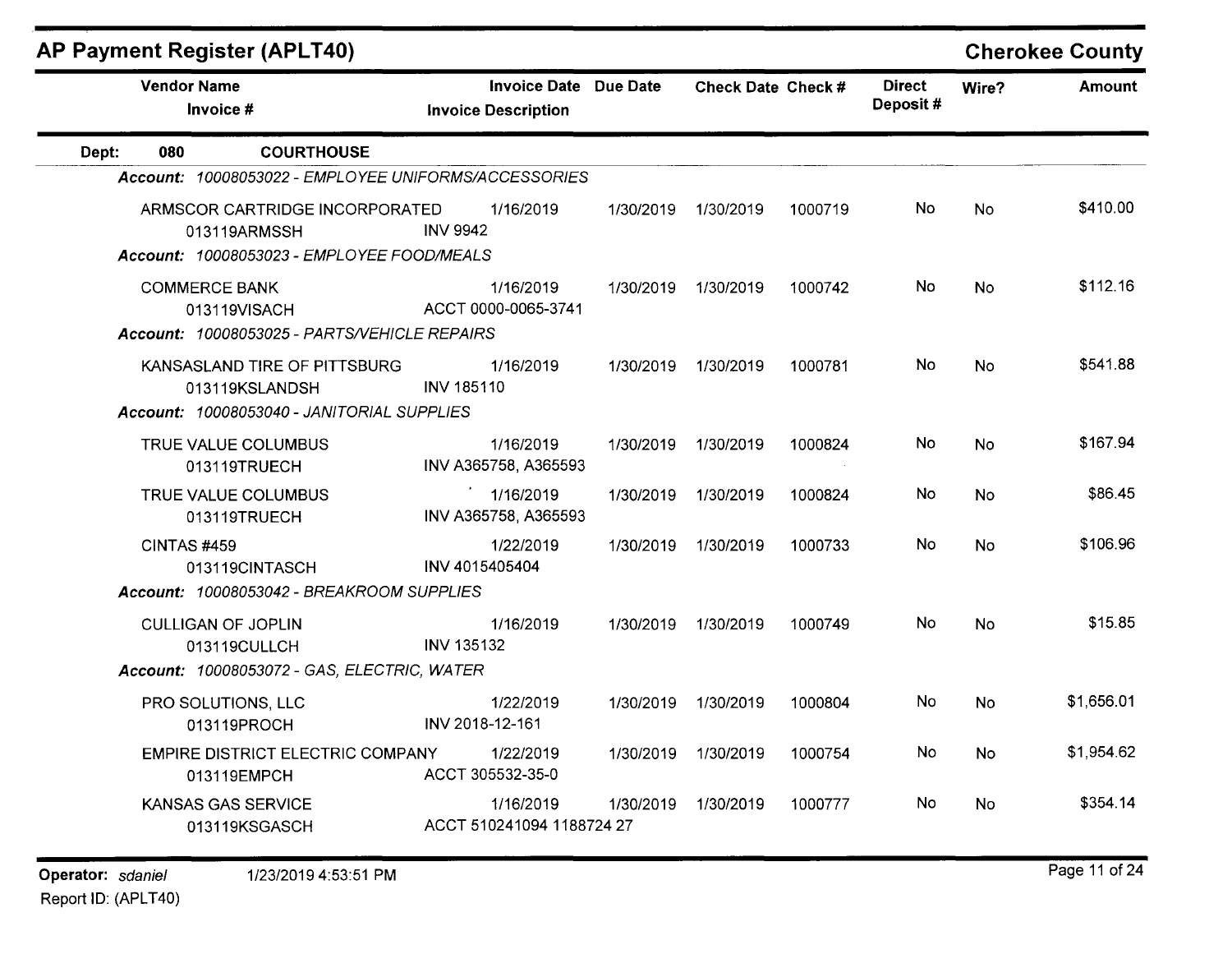## AP Payment Register (APLT40)

**Cherokee County**

| Vendor Name / Invoice # | Invoice Date / Invoice Description | Due Date | Check Date | Check # | Direct Deposit # | Wire? | Amount |
|---|---|---|---|---|---|---|---|
| **Dept: 080 COURTHOUSE** | | | | | | | |
| *Account: 10008053022 - EMPLOYEE UNIFORMS/ACCESSORIES* | | | | | | | |
| ARMSCOR CARTRIDGE INCORPORATED<br>013119ARMSSH | 1/16/2019<br>INV 9942 | 1/30/2019 | 1/30/2019 | 1000719 | No | No | $410.00 |
| *Account: 10008053023 - EMPLOYEE FOOD/MEALS* | | | | | | | |
| COMMERCE BANK<br>013119VISACH | 1/16/2019<br>ACCT 0000-0065-3741 | 1/30/2019 | 1/30/2019 | 1000742 | No | No | $112.16 |
| *Account: 10008053025 - PARTS/VEHICLE REPAIRS* | | | | | | | |
| KANSASLAND TIRE OF PITTSBURG<br>013119KSLANDSH | 1/16/2019<br>INV 185110 | 1/30/2019 | 1/30/2019 | 1000781 | No | No | $541.88 |
| *Account: 10008053040 - JANITORIAL SUPPLIES* | | | | | | | |
| TRUE VALUE COLUMBUS<br>013119TRUECH | 1/16/2019<br>INV A365758, A365593 | 1/30/2019 | 1/30/2019 | 1000824 | No | No | $167.94 |
| TRUE VALUE COLUMBUS<br>013119TRUECH | 1/16/2019<br>INV A365758, A365593 | 1/30/2019 | 1/30/2019 | 1000824 | No | No | $86.45 |
| CINTAS #459<br>013119CINTASCH | 1/22/2019<br>INV 4015405404 | 1/30/2019 | 1/30/2019 | 1000733 | No | No | $106.96 |
| *Account: 10008053042 - BREAKROOM SUPPLIES* | | | | | | | |
| CULLIGAN OF JOPLIN<br>013119CULLCH | 1/16/2019<br>INV 135132 | 1/30/2019 | 1/30/2019 | 1000749 | No | No | $15.85 |
| *Account: 10008053072 - GAS, ELECTRIC, WATER* | | | | | | | |
| PRO SOLUTIONS, LLC<br>013119PROCH | 1/22/2019<br>INV 2018-12-161 | 1/30/2019 | 1/30/2019 | 1000804 | No | No | $1,656.01 |
| EMPIRE DISTRICT ELECTRIC COMPANY<br>013119EMPCH | 1/22/2019<br>ACCT 305532-35-0 | 1/30/2019 | 1/30/2019 | 1000754 | No | No | $1,954.62 |
| KANSAS GAS SERVICE<br>013119KSGASCH | 1/16/2019<br>ACCT 510241094 1188724 27 | 1/30/2019 | 1/30/2019 | 1000777 | No | No | $354.14 |

Operator: *sdaniel* 1/23/2019 4:53:51 PM
Report ID: (APLT40)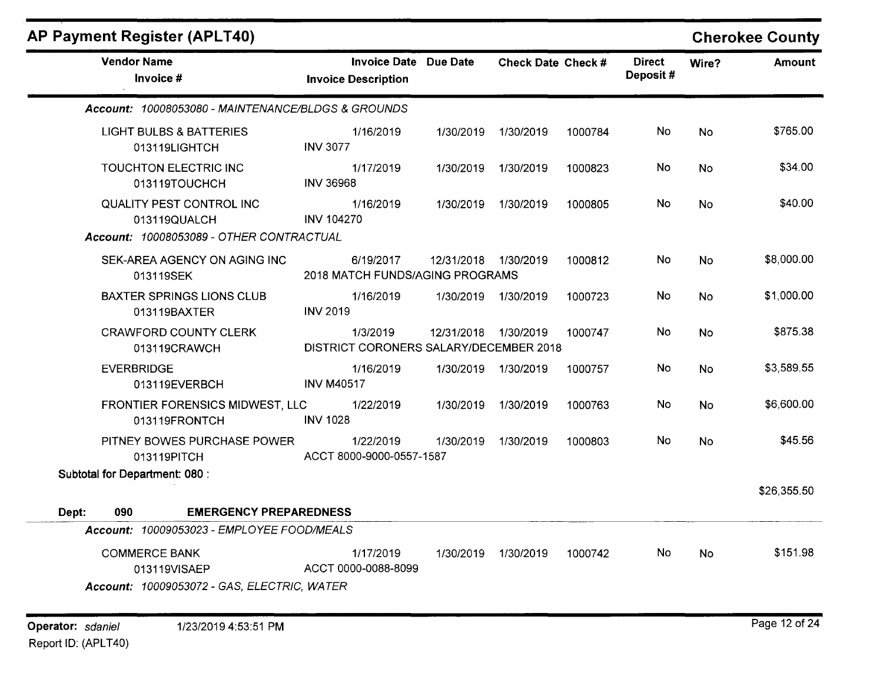## AP Payment Register (APLT40)

**Cherokee County**

| Vendor Name / Invoice # | Invoice Date / Invoice Description | Due Date | Check Date | Check # | Direct Deposit # | Wire? | Amount |
|---|---|---|---|---|---|---|---|
| ***Account:*** *10008053080 - MAINTENANCE/BLDGS & GROUNDS* | | | | | | | |
| LIGHT BULBS & BATTERIES<br>013119LIGHTCH | 1/16/2019<br>INV 3077 | 1/30/2019 | 1/30/2019 | 1000784 | No | No | $765.00 |
| TOUCHTON ELECTRIC INC<br>013119TOUCHCH | 1/17/2019<br>INV 36968 | 1/30/2019 | 1/30/2019 | 1000823 | No | No | $34.00 |
| QUALITY PEST CONTROL INC<br>013119QUALCH | 1/16/2019<br>INV 104270 | 1/30/2019 | 1/30/2019 | 1000805 | No | No | $40.00 |
| ***Account:*** *10008053089 - OTHER CONTRACTUAL* | | | | | | | |
| SEK-AREA AGENCY ON AGING INC<br>013119SEK | 6/19/2017<br>2018 MATCH FUNDS/AGING PROGRAMS | 12/31/2018 | 1/30/2019 | 1000812 | No | No | $8,000.00 |
| BAXTER SPRINGS LIONS CLUB<br>013119BAXTER | 1/16/2019<br>INV 2019 | 1/30/2019 | 1/30/2019 | 1000723 | No | No | $1,000.00 |
| CRAWFORD COUNTY CLERK<br>013119CRAWCH | 1/3/2019<br>DISTRICT CORONERS SALARY/DECEMBER 2018 | 12/31/2018 | 1/30/2019 | 1000747 | No | No | $875.38 |
| EVERBRIDGE<br>013119EVERBCH | 1/16/2019<br>INV M40517 | 1/30/2019 | 1/30/2019 | 1000757 | No | No | $3,589.55 |
| FRONTIER FORENSICS MIDWEST, LLC<br>013119FRONTCH | 1/22/2019<br>INV 1028 | 1/30/2019 | 1/30/2019 | 1000763 | No | No | $6,600.00 |
| PITNEY BOWES PURCHASE POWER<br>013119PITCH | 1/22/2019<br>ACCT 8000-9000-0557-1587 | 1/30/2019 | 1/30/2019 | 1000803 | No | No | $45.56 |
| **Subtotal for Department: 080 :** | | | | | | | $26,355.50 |

**Dept: 090 EMERGENCY PREPAREDNESS**

| Vendor Name / Invoice # | Invoice Date / Invoice Description | Due Date | Check Date | Check # | Direct Deposit # | Wire? | Amount |
|---|---|---|---|---|---|---|---|
| ***Account:*** *10009053023 - EMPLOYEE FOOD/MEALS* | | | | | | | |
| COMMERCE BANK<br>013119VISAEP | 1/17/2019<br>ACCT 0000-0088-8099 | 1/30/2019 | 1/30/2019 | 1000742 | No | No | $151.98 |
| ***Account:*** *10009053072 - GAS, ELECTRIC, WATER* | | | | | | | |

**Operator:** *sdaniel* 1/23/2019 4:53:51 PM
Report ID: (APLT40)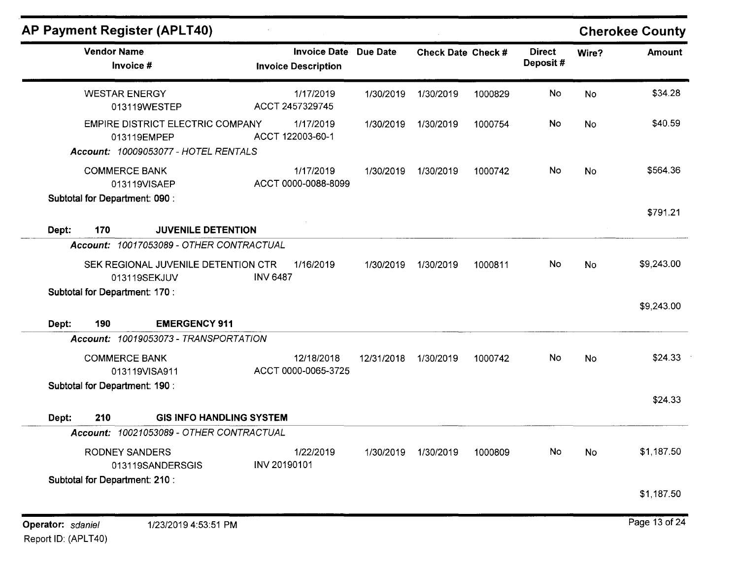## AP Payment Register (APLT40) — Cherokee County

| Vendor Name / Invoice # | Invoice Date / Invoice Description | Due Date | Check Date | Check # | Direct Deposit # | Wire? | Amount |
|---|---|---|---|---|---|---|---|
| WESTAR ENERGY<br>013119WESTEP | 1/17/2019<br>ACCT 2457329745 | 1/30/2019 | 1/30/2019 | 1000829 | No | No | $34.28 |
| EMPIRE DISTRICT ELECTRIC COMPANY<br>013119EMPEP | 1/17/2019<br>ACCT 122003-60-1 | 1/30/2019 | 1/30/2019 | 1000754 | No | No | $40.59 |
| ***Account:** 10009053077 - HOTEL RENTALS* | | | | | | | |
| COMMERCE BANK<br>013119VISAEP | 1/17/2019<br>ACCT 0000-0088-8099 | 1/30/2019 | 1/30/2019 | 1000742 | No | No | $564.36 |
| **Subtotal for Department: 090 :** | | | | | | | $791.21 |
| **Dept: 170 JUVENILE DETENTION** | | | | | | | |
| ***Account:** 10017053089 - OTHER CONTRACTUAL* | | | | | | | |
| SEK REGIONAL JUVENILE DETENTION CTR<br>013119SEKJUV | 1/16/2019<br>INV 6487 | 1/30/2019 | 1/30/2019 | 1000811 | No | No | $9,243.00 |
| **Subtotal for Department: 170 :** | | | | | | | $9,243.00 |
| **Dept: 190 EMERGENCY 911** | | | | | | | |
| ***Account:** 10019053073 - TRANSPORTATION* | | | | | | | |
| COMMERCE BANK<br>013119VISA911 | 12/18/2018<br>ACCT 0000-0065-3725 | 12/31/2018 | 1/30/2019 | 1000742 | No | No | $24.33 |
| **Subtotal for Department: 190 :** | | | | | | | $24.33 |
| **Dept: 210 GIS INFO HANDLING SYSTEM** | | | | | | | |
| ***Account:** 10021053089 - OTHER CONTRACTUAL* | | | | | | | |
| RODNEY SANDERS<br>013119SANDERSGIS | 1/22/2019<br>INV 20190101 | 1/30/2019 | 1/30/2019 | 1000809 | No | No | $1,187.50 |
| **Subtotal for Department: 210 :** | | | | | | | $1,187.50 |

**Operator:** *sdaniel* 1/23/2019 4:53:51 PM
Report ID: (APLT40)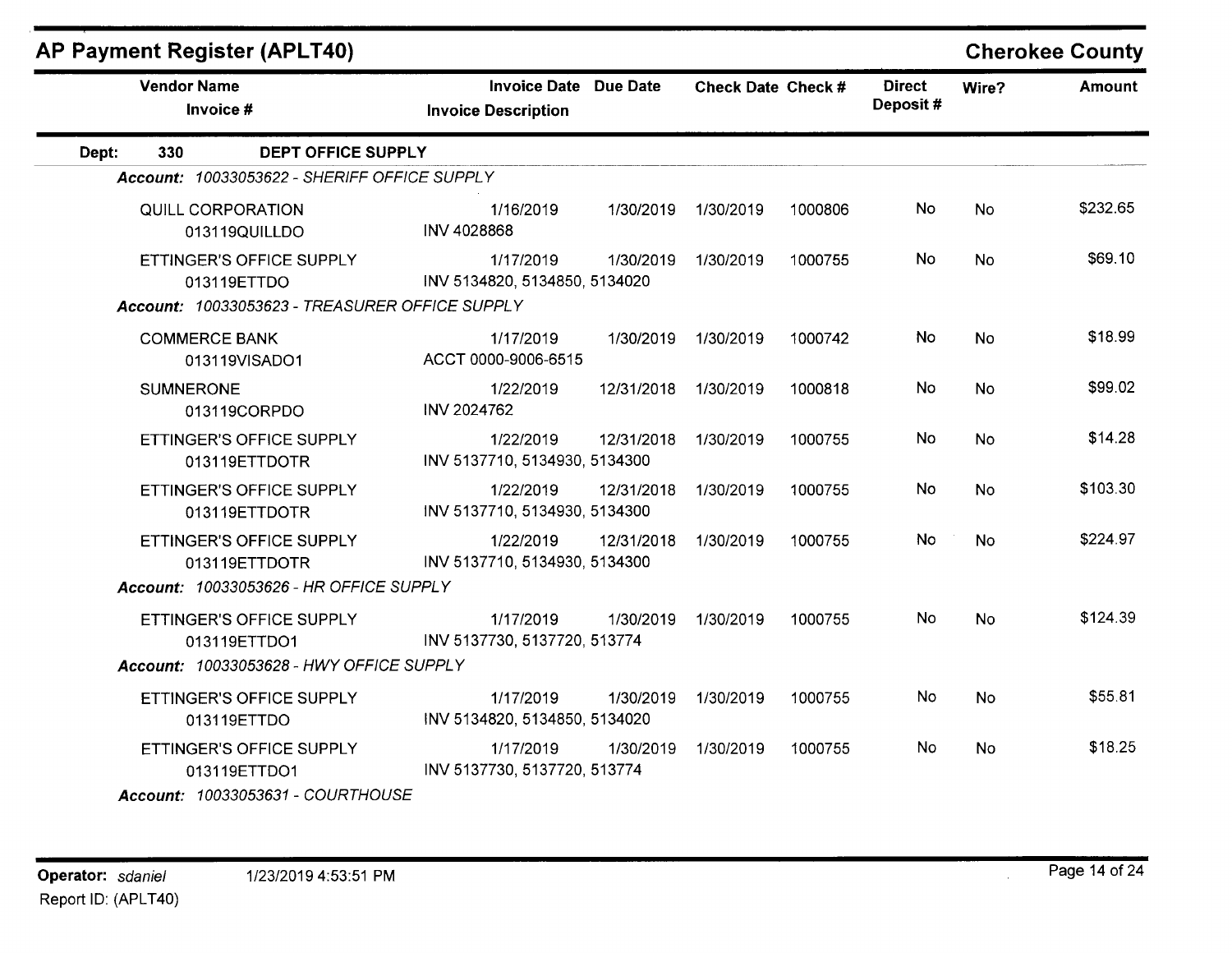## AP Payment Register (APLT40)

**Cherokee County**

| Vendor Name / Invoice # | Invoice Date / Invoice Description | Due Date | Check Date | Check # | Direct Deposit # | Wire? | Amount |
|---|---|---|---|---|---|---|---|
| **Dept: 330 DEPT OFFICE SUPPLY** | | | | | | | |
| ***Account: 10033053622 - SHERIFF OFFICE SUPPLY*** | | | | | | | |
| QUILL CORPORATION<br>013119QUILLDO | 1/16/2019<br>INV 4028868 | 1/30/2019 | 1/30/2019 | 1000806 | No | No | $232.65 |
| ETTINGER'S OFFICE SUPPLY<br>013119ETTDO | 1/17/2019<br>INV 5134820, 5134850, 5134020 | 1/30/2019 | 1/30/2019 | 1000755 | No | No | $69.10 |
| ***Account: 10033053623 - TREASURER OFFICE SUPPLY*** | | | | | | | |
| COMMERCE BANK<br>013119VISADO1 | 1/17/2019<br>ACCT 0000-9006-6515 | 1/30/2019 | 1/30/2019 | 1000742 | No | No | $18.99 |
| SUMNERONE<br>013119CORPDO | 1/22/2019<br>INV 2024762 | 12/31/2018 | 1/30/2019 | 1000818 | No | No | $99.02 |
| ETTINGER'S OFFICE SUPPLY<br>013119ETTDOTR | 1/22/2019<br>INV 5137710, 5134930, 5134300 | 12/31/2018 | 1/30/2019 | 1000755 | No | No | $14.28 |
| ETTINGER'S OFFICE SUPPLY<br>013119ETTDOTR | 1/22/2019<br>INV 5137710, 5134930, 5134300 | 12/31/2018 | 1/30/2019 | 1000755 | No | No | $103.30 |
| ETTINGER'S OFFICE SUPPLY<br>013119ETTDOTR | 1/22/2019<br>INV 5137710, 5134930, 5134300 | 12/31/2018 | 1/30/2019 | 1000755 | No | No | $224.97 |
| ***Account: 10033053626 - HR OFFICE SUPPLY*** | | | | | | | |
| ETTINGER'S OFFICE SUPPLY<br>013119ETTDO1 | 1/17/2019<br>INV 5137730, 5137720, 513774 | 1/30/2019 | 1/30/2019 | 1000755 | No | No | $124.39 |
| ***Account: 10033053628 - HWY OFFICE SUPPLY*** | | | | | | | |
| ETTINGER'S OFFICE SUPPLY<br>013119ETTDO | 1/17/2019<br>INV 5134820, 5134850, 5134020 | 1/30/2019 | 1/30/2019 | 1000755 | No | No | $55.81 |
| ETTINGER'S OFFICE SUPPLY<br>013119ETTDO1 | 1/17/2019<br>INV 5137730, 5137720, 513774 | 1/30/2019 | 1/30/2019 | 1000755 | No | No | $18.25 |
| ***Account: 10033053631 - COURTHOUSE*** | | | | | | | |

**Operator:** *sdaniel* 1/23/2019 4:53:51 PM
Report ID: (APLT40)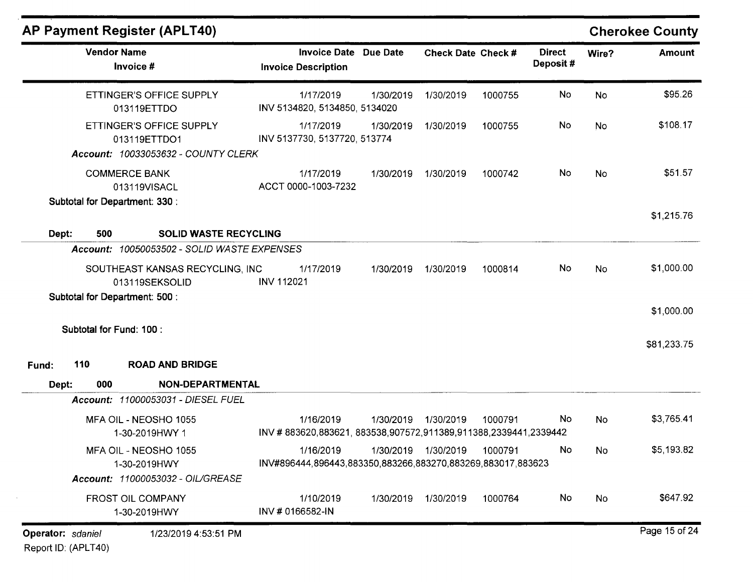## AP Payment Register (APLT40)

**Cherokee County**

| Vendor Name / Invoice # | Invoice Date / Invoice Description | Due Date | Check Date | Check # | Direct Deposit # | Wire? | Amount |
|---|---|---|---|---|---|---|---|
| ETTINGER'S OFFICE SUPPLY<br>013119ETTDO | 1/17/2019<br>INV 5134820, 5134850, 5134020 | 1/30/2019 | 1/30/2019 | 1000755 | No | No | $95.26 |
| ETTINGER'S OFFICE SUPPLY<br>013119ETTDO1 | 1/17/2019<br>INV 5137730, 5137720, 513774 | 1/30/2019 | 1/30/2019 | 1000755 | No | No | $108.17 |
| ***Account: 10033053632 - COUNTY CLERK*** | | | | | | | |
| COMMERCE BANK<br>013119VISACL | 1/17/2019<br>ACCT 0000-1003-7232 | 1/30/2019 | 1/30/2019 | 1000742 | No | No | $51.57 |
| **Subtotal for Department: 330 :** | | | | | | | $1,215.76 |

**Dept: 500 SOLID WASTE RECYCLING**

| Vendor Name / Invoice # | Invoice Date / Invoice Description | Due Date | Check Date | Check # | Direct Deposit # | Wire? | Amount |
|---|---|---|---|---|---|---|---|
| ***Account: 10050053502 - SOLID WASTE EXPENSES*** | | | | | | | |
| SOUTHEAST KANSAS RECYCLING, INC<br>013119SEKSOLID | 1/17/2019<br>INV 112021 | 1/30/2019 | 1/30/2019 | 1000814 | No | No | $1,000.00 |
| **Subtotal for Department: 500 :** | | | | | | | $1,000.00 |
| **Subtotal for Fund: 100 :** | | | | | | | $81,233.75 |

**Fund: 110 ROAD AND BRIDGE**

**Dept: 000 NON-DEPARTMENTAL**

| Vendor Name / Invoice # | Invoice Date / Invoice Description | Due Date | Check Date | Check # | Direct Deposit # | Wire? | Amount |
|---|---|---|---|---|---|---|---|
| ***Account: 11000053031 - DIESEL FUEL*** | | | | | | | |
| MFA OIL - NEOSHO 1055<br>1-30-2019HWY 1 | 1/16/2019<br>INV # 883620,883621, 883538,907572,911389,911388,2339441,2339442 | 1/30/2019 | 1/30/2019 | 1000791 | No | No | $3,765.41 |
| MFA OIL - NEOSHO 1055<br>1-30-2019HWY | 1/16/2019<br>INV#896444,896443,883350,883266,883270,883269,883017,883623 | 1/30/2019 | 1/30/2019 | 1000791 | No | No | $5,193.82 |
| ***Account: 11000053032 - OIL/GREASE*** | | | | | | | |
| FROST OIL COMPANY<br>1-30-2019HWY | 1/10/2019<br>INV # 0166582-IN | 1/30/2019 | 1/30/2019 | 1000764 | No | No | $647.92 |

**Operator:** *sdaniel* 1/23/2019 4:53:51 PM

Report ID: (APLT40)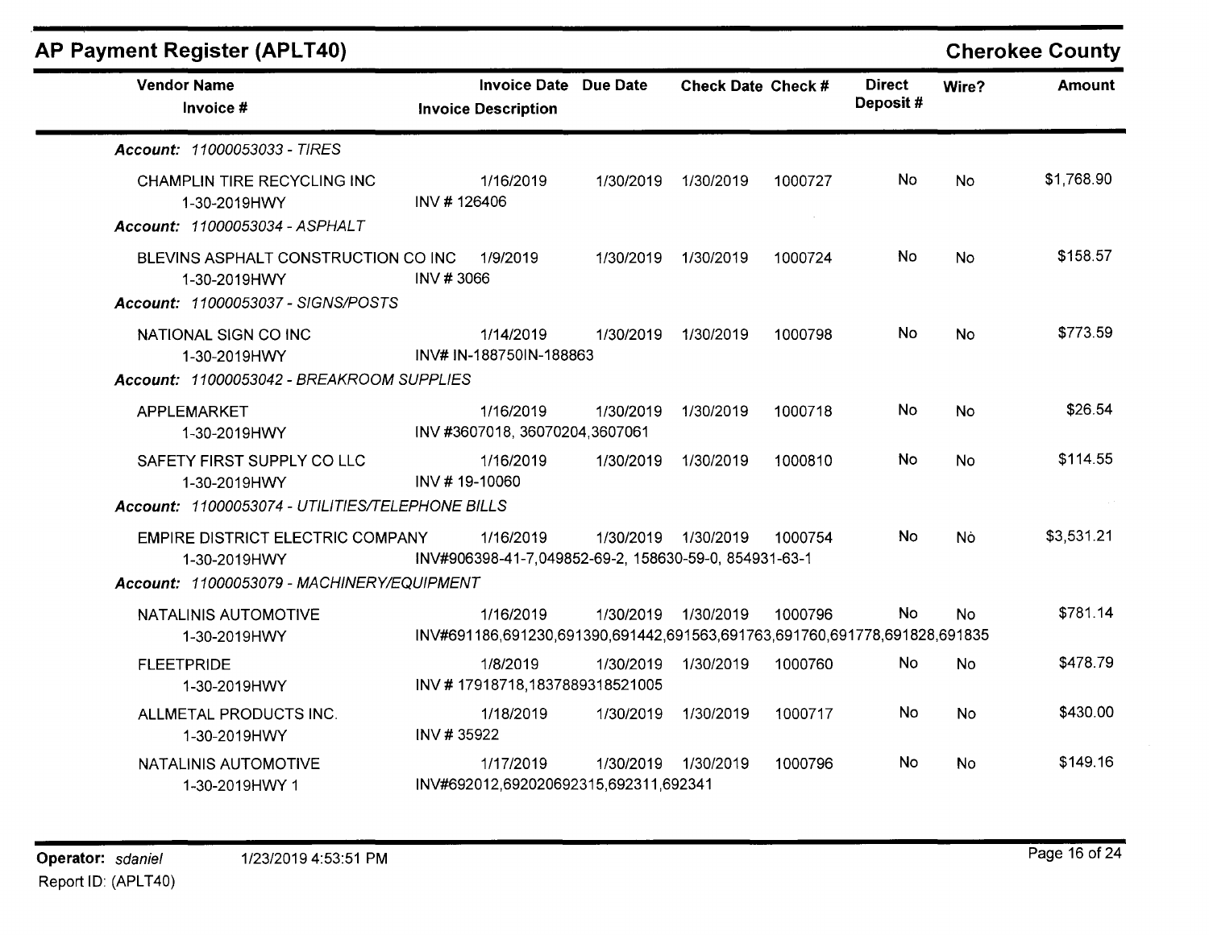## AP Payment Register (APLT40)

**Cherokee County**

| Vendor Name / Invoice # | Invoice Date / Invoice Description | Due Date | Check Date | Check # | Direct Deposit # | Wire? | Amount |
|---|---|---|---|---|---|---|---|
| ***Account: 11000053033 - TIRES*** | | | | | | | |
| CHAMPLIN TIRE RECYCLING INC | 1/16/2019 | 1/30/2019 | 1/30/2019 | 1000727 | No | No | $1,768.90 |
| 1-30-2019HWY | INV # 126406 | | | | | | |
| ***Account: 11000053034 - ASPHALT*** | | | | | | | |
| BLEVINS ASPHALT CONSTRUCTION CO INC | 1/9/2019 | 1/30/2019 | 1/30/2019 | 1000724 | No | No | $158.57 |
| 1-30-2019HWY | INV # 3066 | | | | | | |
| ***Account: 11000053037 - SIGNS/POSTS*** | | | | | | | |
| NATIONAL SIGN CO INC | 1/14/2019 | 1/30/2019 | 1/30/2019 | 1000798 | No | No | $773.59 |
| 1-30-2019HWY | INV# IN-188750IN-188863 | | | | | | |
| ***Account: 11000053042 - BREAKROOM SUPPLIES*** | | | | | | | |
| APPLEMARKET | 1/16/2019 | 1/30/2019 | 1/30/2019 | 1000718 | No | No | $26.54 |
| 1-30-2019HWY | INV #3607018, 36070204,3607061 | | | | | | |
| SAFETY FIRST SUPPLY CO LLC | 1/16/2019 | 1/30/2019 | 1/30/2019 | 1000810 | No | No | $114.55 |
| 1-30-2019HWY | INV # 19-10060 | | | | | | |
| ***Account: 11000053074 - UTILITIES/TELEPHONE BILLS*** | | | | | | | |
| EMPIRE DISTRICT ELECTRIC COMPANY | 1/16/2019 | 1/30/2019 | 1/30/2019 | 1000754 | No | No | $3,531.21 |
| 1-30-2019HWY | INV#906398-41-7,049852-69-2, 158630-59-0, 854931-63-1 | | | | | | |
| ***Account: 11000053079 - MACHINERY/EQUIPMENT*** | | | | | | | |
| NATALINIS AUTOMOTIVE | 1/16/2019 | 1/30/2019 | 1/30/2019 | 1000796 | No | No | $781.14 |
| 1-30-2019HWY | INV#691186,691230,691390,691442,691563,691763,691760,691778,691828,691835 | | | | | | |
| FLEETPRIDE | 1/8/2019 | 1/30/2019 | 1/30/2019 | 1000760 | No | No | $478.79 |
| 1-30-2019HWY | INV # 17918718,1837889318521005 | | | | | | |
| ALLMETAL PRODUCTS INC. | 1/18/2019 | 1/30/2019 | 1/30/2019 | 1000717 | No | No | $430.00 |
| 1-30-2019HWY | INV # 35922 | | | | | | |
| NATALINIS AUTOMOTIVE | 1/17/2019 | 1/30/2019 | 1/30/2019 | 1000796 | No | No | $149.16 |
| 1-30-2019HWY 1 | INV#692012,692020692315,692311,692341 | | | | | | |

**Operator:** *sdaniel* 1/23/2019 4:53:51 PM
Report ID: (APLT40)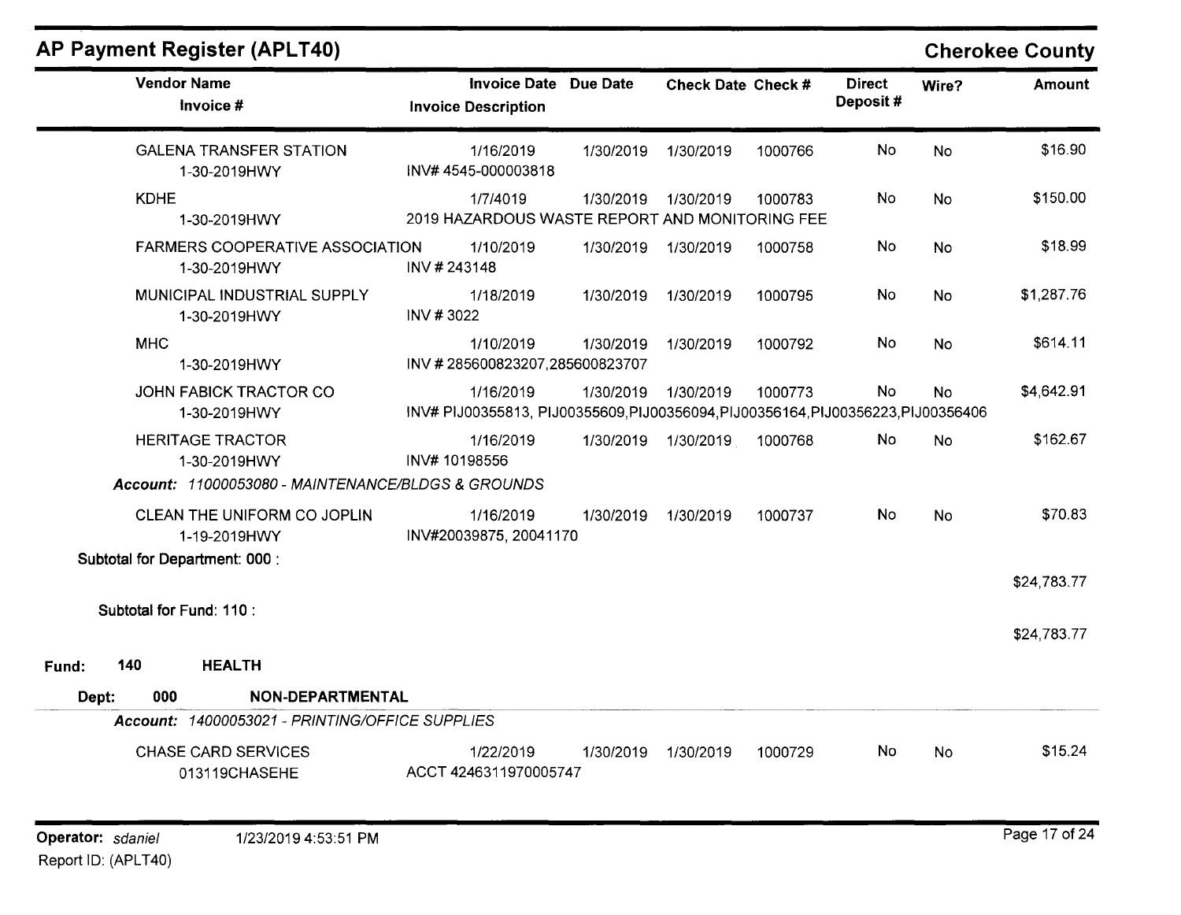# AP Payment Register (APLT40)

## Cherokee County

| Vendor Name / Invoice # | Invoice Date / Invoice Description | Due Date | Check Date | Check # | Direct Deposit # | Wire? | Amount |
|---|---|---|---|---|---|---|---|
| GALENA TRANSFER STATION<br>1-30-2019HWY | 1/16/2019<br>INV# 4545-000003818 | 1/30/2019 | 1/30/2019 | 1000766 | No | No | $16.90 |
| KDHE<br>1-30-2019HWY | 1/7/4019<br>2019 HAZARDOUS WASTE REPORT AND MONITORING FEE | 1/30/2019 | 1/30/2019 | 1000783 | No | No | $150.00 |
| FARMERS COOPERATIVE ASSOCIATION<br>1-30-2019HWY | 1/10/2019<br>INV # 243148 | 1/30/2019 | 1/30/2019 | 1000758 | No | No | $18.99 |
| MUNICIPAL INDUSTRIAL SUPPLY<br>1-30-2019HWY | 1/18/2019<br>INV # 3022 | 1/30/2019 | 1/30/2019 | 1000795 | No | No | $1,287.76 |
| MHC<br>1-30-2019HWY | 1/10/2019<br>INV # 285600823207,285600823707 | 1/30/2019 | 1/30/2019 | 1000792 | No | No | $614.11 |
| JOHN FABICK TRACTOR CO<br>1-30-2019HWY | 1/16/2019<br>INV# PIJ00355813, PIJ00355609,PIJ00356094,PIJ00356164,PIJ00356223,PIJ00356406 | 1/30/2019 | 1/30/2019 | 1000773 | No | No | $4,642.91 |
| HERITAGE TRACTOR<br>1-30-2019HWY | 1/16/2019<br>INV# 10198556 | 1/30/2019 | 1/30/2019 | 1000768 | No | No | $162.67 |
| ***Account:** 11000053080 - MAINTENANCE/BLDGS & GROUNDS* | | | | | | | |
| CLEAN THE UNIFORM CO JOPLIN<br>1-19-2019HWY | 1/16/2019<br>INV#20039875, 20041170 | 1/30/2019 | 1/30/2019 | 1000737 | No | No | $70.83 |
| **Subtotal for Department: 000 :** | | | | | | | $24,783.77 |
| **Subtotal for Fund: 110 :** | | | | | | | $24,783.77 |

**Fund: 140 HEALTH**

**Dept: 000 NON-DEPARTMENTAL**

*Account: 14000053021 - PRINTING/OFFICE SUPPLIES*

| Vendor Name / Invoice # | Invoice Date / Invoice Description | Due Date | Check Date | Check # | Direct Deposit # | Wire? | Amount |
|---|---|---|---|---|---|---|---|
| CHASE CARD SERVICES<br>013119CHASEHE | 1/22/2019<br>ACCT 4246311970005747 | 1/30/2019 | 1/30/2019 | 1000729 | No | No | $15.24 |

Operator: sdaniel 1/23/2019 4:53:51 PM

Report ID: (APLT40)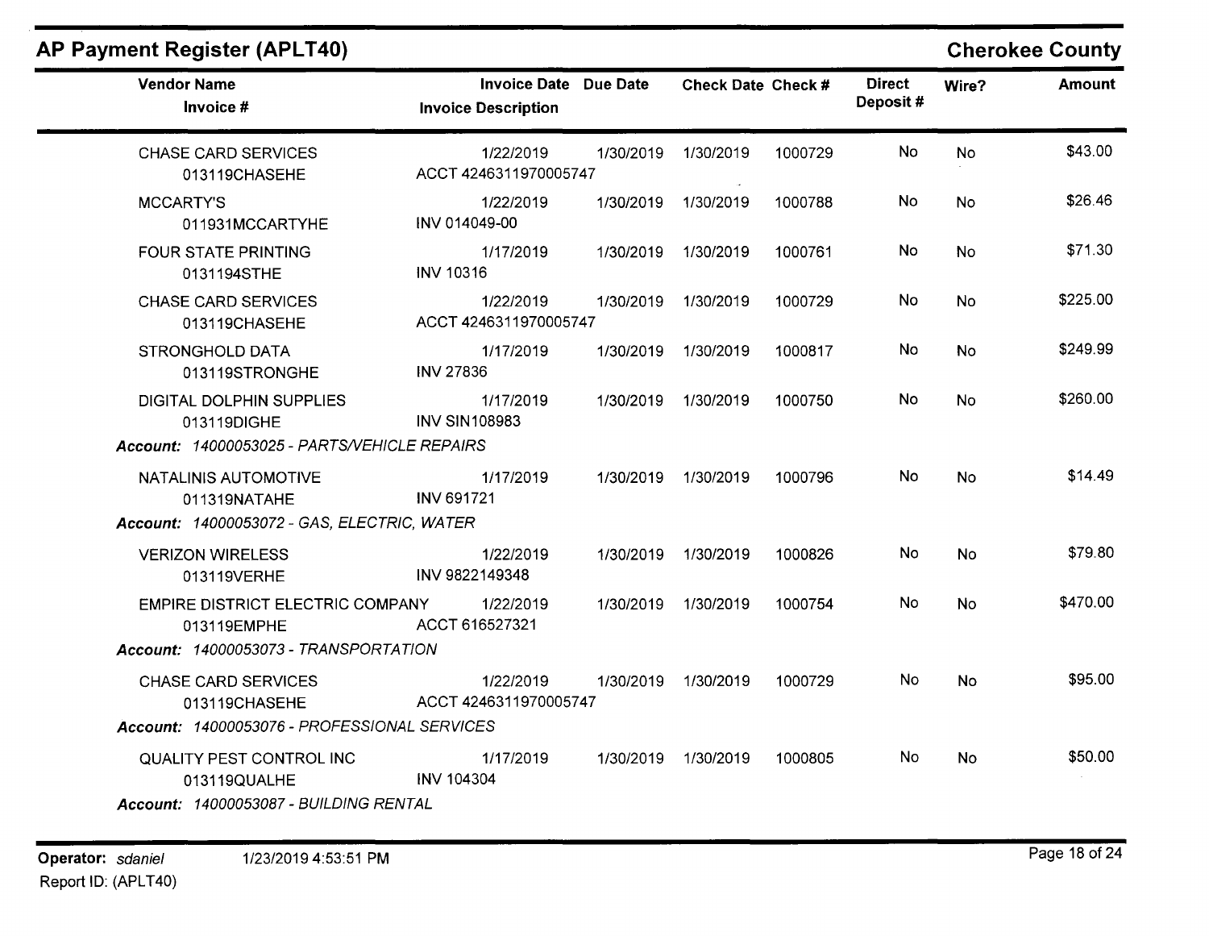## AP Payment Register (APLT40)

**Cherokee County**

| Vendor Name / Invoice # | Invoice Date / Invoice Description | Due Date | Check Date | Check # | Direct Deposit # | Wire? | Amount |
|---|---|---|---|---|---|---|---|
| CHASE CARD SERVICES 013119CHASEHE | 1/22/2019 ACCT 4246311970005747 | 1/30/2019 | 1/30/2019 | 1000729 | No | No | $43.00 |
| MCCARTY'S 011931MCCARTYHE | 1/22/2019 INV 014049-00 | 1/30/2019 | 1/30/2019 | 1000788 | No | No | $26.46 |
| FOUR STATE PRINTING 0131194STHE | 1/17/2019 INV 10316 | 1/30/2019 | 1/30/2019 | 1000761 | No | No | $71.30 |
| CHASE CARD SERVICES 013119CHASEHE | 1/22/2019 ACCT 4246311970005747 | 1/30/2019 | 1/30/2019 | 1000729 | No | No | $225.00 |
| STRONGHOLD DATA 013119STRONGHE | 1/17/2019 INV 27836 | 1/30/2019 | 1/30/2019 | 1000817 | No | No | $249.99 |
| DIGITAL DOLPHIN SUPPLIES 013119DIGHE | 1/17/2019 INV SIN108983 | 1/30/2019 | 1/30/2019 | 1000750 | No | No | $260.00 |

***Account:** 14000053025 - PARTS/VEHICLE REPAIRS*

| Vendor Name / Invoice # | Invoice Date / Invoice Description | Due Date | Check Date | Check # | Direct Deposit # | Wire? | Amount |
|---|---|---|---|---|---|---|---|
| NATALINIS AUTOMOTIVE 011319NATAHE | 1/17/2019 INV 691721 | 1/30/2019 | 1/30/2019 | 1000796 | No | No | $14.49 |

***Account:** 14000053072 - GAS, ELECTRIC, WATER*

| Vendor Name / Invoice # | Invoice Date / Invoice Description | Due Date | Check Date | Check # | Direct Deposit # | Wire? | Amount |
|---|---|---|---|---|---|---|---|
| VERIZON WIRELESS 013119VERHE | 1/22/2019 INV 9822149348 | 1/30/2019 | 1/30/2019 | 1000826 | No | No | $79.80 |
| EMPIRE DISTRICT ELECTRIC COMPANY 013119EMPHE | 1/22/2019 ACCT 616527321 | 1/30/2019 | 1/30/2019 | 1000754 | No | No | $470.00 |

***Account:** 14000053073 - TRANSPORTATION*

| Vendor Name / Invoice # | Invoice Date / Invoice Description | Due Date | Check Date | Check # | Direct Deposit # | Wire? | Amount |
|---|---|---|---|---|---|---|---|
| CHASE CARD SERVICES 013119CHASEHE | 1/22/2019 ACCT 4246311970005747 | 1/30/2019 | 1/30/2019 | 1000729 | No | No | $95.00 |

***Account:** 14000053076 - PROFESSIONAL SERVICES*

| Vendor Name / Invoice # | Invoice Date / Invoice Description | Due Date | Check Date | Check # | Direct Deposit # | Wire? | Amount |
|---|---|---|---|---|---|---|---|
| QUALITY PEST CONTROL INC 013119QUALHE | 1/17/2019 INV 104304 | 1/30/2019 | 1/30/2019 | 1000805 | No | No | $50.00 |

***Account:** 14000053087 - BUILDING RENTAL*

**Operator:** *sdaniel* 1/23/2019 4:53:51 PM
Report ID: (APLT40)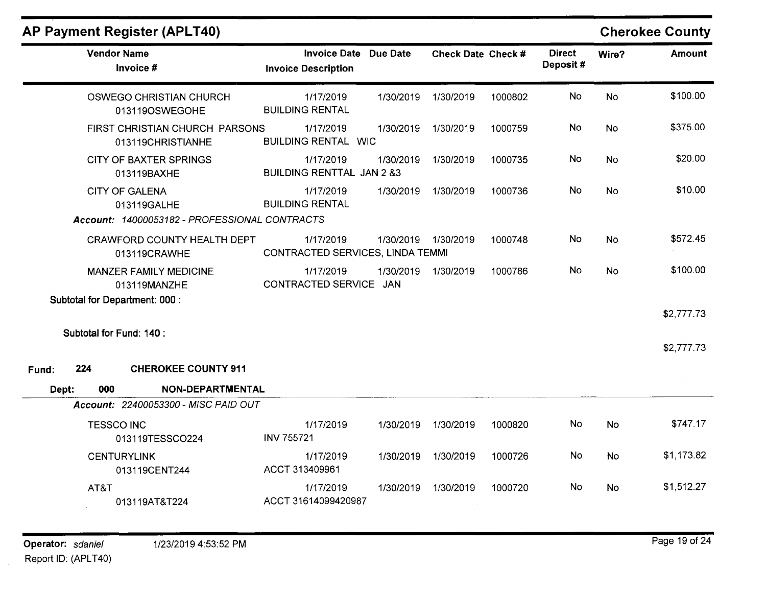# AP Payment Register (APLT40)

**Cherokee County**

| Vendor Name / Invoice # | Invoice Date / Invoice Description | Due Date | Check Date | Check # | Direct Deposit # | Wire? | Amount |
|---|---|---|---|---|---|---|---|
| OSWEGO CHRISTIAN CHURCH<br>013119OSWEGOHE | 1/17/2019<br>BUILDING RENTAL | 1/30/2019 | 1/30/2019 | 1000802 | No | No | $100.00 |
| FIRST CHRISTIAN CHURCH PARSONS<br>013119CHRISTIANHE | 1/17/2019<br>BUILDING RENTAL WIC | 1/30/2019 | 1/30/2019 | 1000759 | No | No | $375.00 |
| CITY OF BAXTER SPRINGS<br>013119BAXHE | 1/17/2019<br>BUILDING RENTTAL JAN 2 &3 | 1/30/2019 | 1/30/2019 | 1000735 | No | No | $20.00 |
| CITY OF GALENA<br>013119GALHE | 1/17/2019<br>BUILDING RENTAL | 1/30/2019 | 1/30/2019 | 1000736 | No | No | $10.00 |
| ***Account:** 14000053182 - PROFESSIONAL CONTRACTS* | | | | | | | |
| CRAWFORD COUNTY HEALTH DEPT<br>013119CRAWHE | 1/17/2019<br>CONTRACTED SERVICES, LINDA TEMMI | 1/30/2019 | 1/30/2019 | 1000748 | No | No | $572.45 |
| MANZER FAMILY MEDICINE<br>013119MANZHE | 1/17/2019<br>CONTRACTED SERVICE JAN | 1/30/2019 | 1/30/2019 | 1000786 | No | No | $100.00 |
| **Subtotal for Department: 000 :** | | | | | | | $2,777.73 |
| **Subtotal for Fund: 140 :** | | | | | | | $2,777.73 |

**Fund: 224 CHEROKEE COUNTY 911**

**Dept: 000 NON-DEPARTMENTAL**

| Vendor Name / Invoice # | Invoice Date / Invoice Description | Due Date | Check Date | Check # | Direct Deposit # | Wire? | Amount |
|---|---|---|---|---|---|---|---|
| ***Account:** 22400053300 - MISC PAID OUT* | | | | | | | |
| TESSCO INC<br>013119TESSCO224 | 1/17/2019<br>INV 755721 | 1/30/2019 | 1/30/2019 | 1000820 | No | No | $747.17 |
| CENTURYLINK<br>013119CENT244 | 1/17/2019<br>ACCT 313409961 | 1/30/2019 | 1/30/2019 | 1000726 | No | No | $1,173.82 |
| AT&T<br>013119AT&T224 | 1/17/2019<br>ACCT 31614099420987 | 1/30/2019 | 1/30/2019 | 1000720 | No | No | $1,512.27 |

**Operator:** *sdaniel* 1/23/2019 4:53:52 PM
Report ID: (APLT40)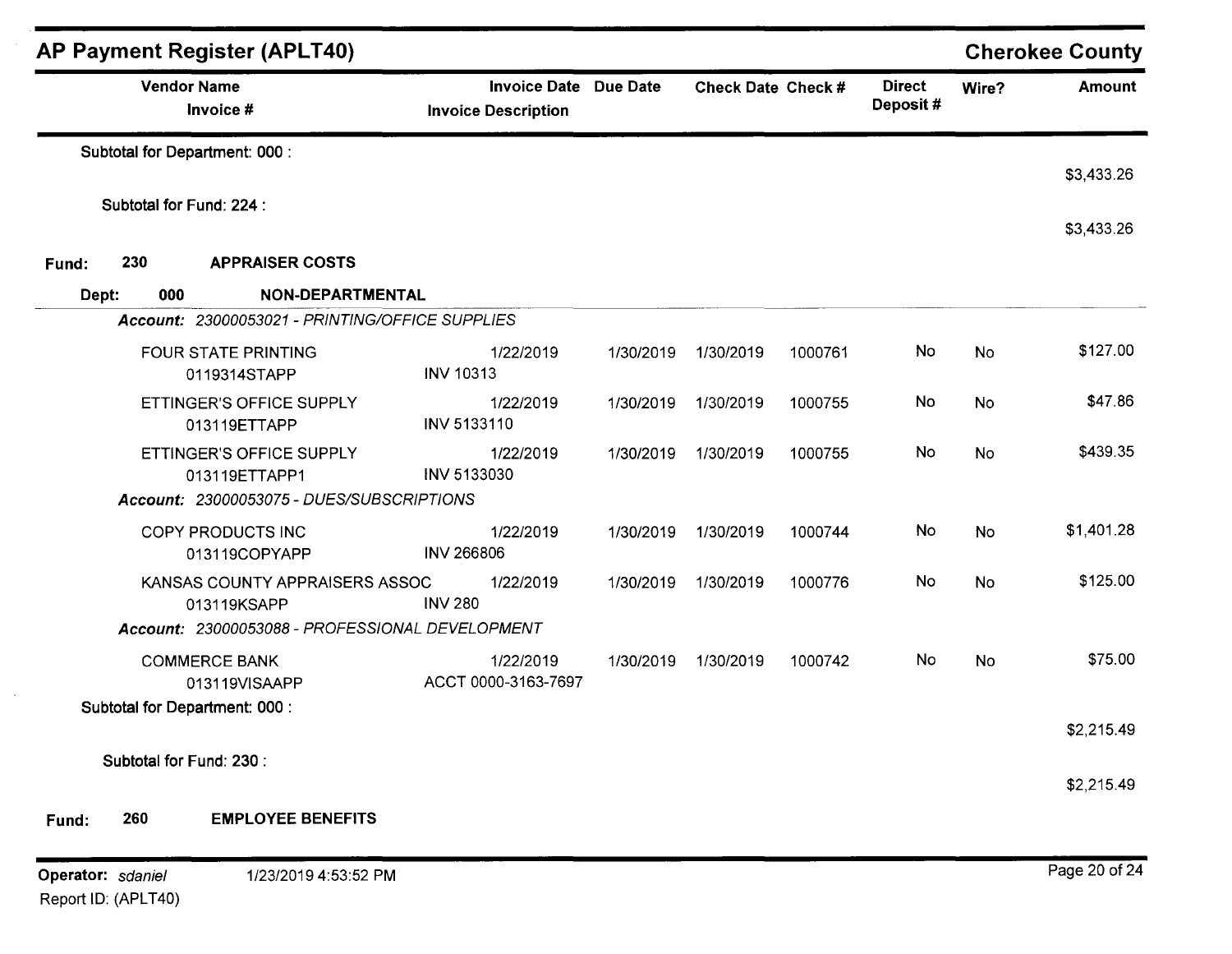| Vendor Name / Invoice # | Invoice Date / Invoice Description | Due Date | Check Date | Check # | Direct Deposit # | Wire? | Amount |
|---|---|---|---|---|---|---|---|
| **Subtotal for Department: 000 :** | | | | | | | $3,433.26 |
| **Subtotal for Fund: 224 :** | | | | | | | $3,433.26 |
| **Fund: 230 APPRAISER COSTS** | | | | | | | |
| **Dept: 000 NON-DEPARTMENTAL** | | | | | | | |
| ***Account: 23000053021 - PRINTING/OFFICE SUPPLIES*** | | | | | | | |
| FOUR STATE PRINTING<br>0119314STAPP | 1/22/2019<br>INV 10313 | 1/30/2019 | 1/30/2019 | 1000761 | No | No | $127.00 |
| ETTINGER'S OFFICE SUPPLY<br>013119ETTAPP | 1/22/2019<br>INV 5133110 | 1/30/2019 | 1/30/2019 | 1000755 | No | No | $47.86 |
| ETTINGER'S OFFICE SUPPLY<br>013119ETTAPP1 | 1/22/2019<br>INV 5133030 | 1/30/2019 | 1/30/2019 | 1000755 | No | No | $439.35 |
| ***Account: 23000053075 - DUES/SUBSCRIPTIONS*** | | | | | | | |
| COPY PRODUCTS INC<br>013119COPYAPP | 1/22/2019<br>INV 266806 | 1/30/2019 | 1/30/2019 | 1000744 | No | No | $1,401.28 |
| KANSAS COUNTY APPRAISERS ASSOC<br>013119KSAPP | 1/22/2019<br>INV 280 | 1/30/2019 | 1/30/2019 | 1000776 | No | No | $125.00 |
| ***Account: 23000053088 - PROFESSIONAL DEVELOPMENT*** | | | | | | | |
| COMMERCE BANK<br>013119VISAAPP | 1/22/2019<br>ACCT 0000-3163-7697 | 1/30/2019 | 1/30/2019 | 1000742 | No | No | $75.00 |
| **Subtotal for Department: 000 :** | | | | | | | $2,215.49 |
| **Subtotal for Fund: 230 :** | | | | | | | $2,215.49 |
| **Fund: 260 EMPLOYEE BENEFITS** | | | | | | | |

Operator: *sdaniel* 1/23/2019 4:53:52 PM
Report ID: (APLT40)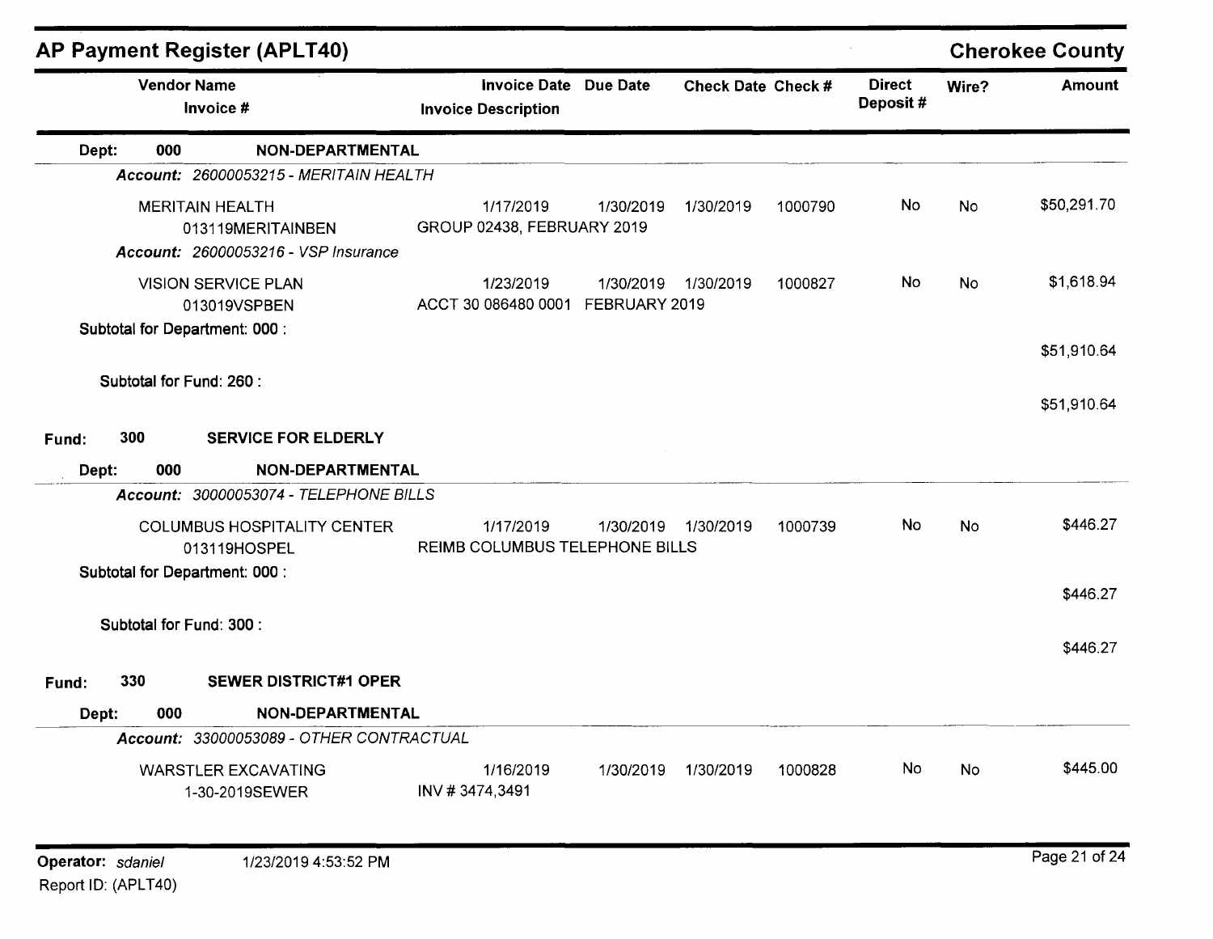## AP Payment Register (APLT40)

**Cherokee County**

| Vendor Name / Invoice # | Invoice Date / Invoice Description | Due Date | Check Date | Check # | Direct Deposit # | Wire? | Amount |
|---|---|---|---|---|---|---|---|
| **Dept: 000 NON-DEPARTMENTAL** | | | | | | | |
| *Account: 26000053215 - MERITAIN HEALTH* | | | | | | | |
| MERITAIN HEALTH<br>013119MERITAINBEN | 1/17/2019<br>GROUP 02438, FEBRUARY 2019 | 1/30/2019 | 1/30/2019 | 1000790 | No | No | $50,291.70 |
| *Account: 26000053216 - VSP Insurance* | | | | | | | |
| VISION SERVICE PLAN<br>013019VSPBEN | 1/23/2019<br>ACCT 30 086480 0001 FEBRUARY 2019 | 1/30/2019 | 1/30/2019 | 1000827 | No | No | $1,618.94 |
| **Subtotal for Department: 000 :** | | | | | | | $51,910.64 |
| **Subtotal for Fund: 260 :** | | | | | | | $51,910.64 |
| **Fund: 300 SERVICE FOR ELDERLY** | | | | | | | |
| **Dept: 000 NON-DEPARTMENTAL** | | | | | | | |
| *Account: 30000053074 - TELEPHONE BILLS* | | | | | | | |
| COLUMBUS HOSPITALITY CENTER<br>013119HOSPEL | 1/17/2019<br>REIMB COLUMBUS TELEPHONE BILLS | 1/30/2019 | 1/30/2019 | 1000739 | No | No | $446.27 |
| **Subtotal for Department: 000 :** | | | | | | | $446.27 |
| **Subtotal for Fund: 300 :** | | | | | | | $446.27 |
| **Fund: 330 SEWER DISTRICT#1 OPER** | | | | | | | |
| **Dept: 000 NON-DEPARTMENTAL** | | | | | | | |
| *Account: 33000053089 - OTHER CONTRACTUAL* | | | | | | | |
| WARSTLER EXCAVATING<br>1-30-2019SEWER | 1/16/2019<br>INV # 3474,3491 | 1/30/2019 | 1/30/2019 | 1000828 | No | No | $445.00 |

Operator: sdaniel 1/23/2019 4:53:52 PM

Report ID: (APLT40)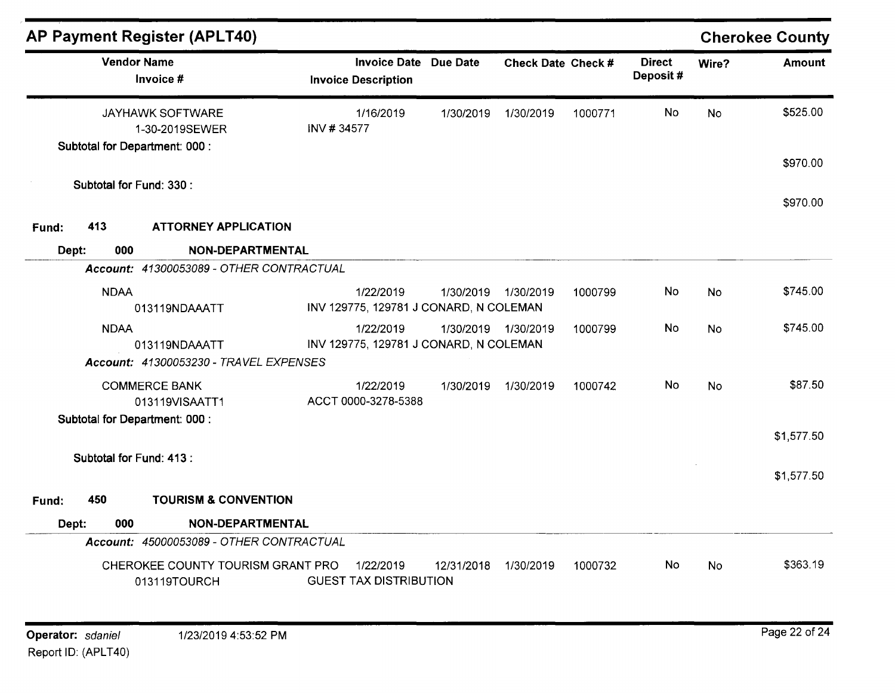## AP Payment Register (APLT40) — Cherokee County

| Vendor Name / Invoice # | Invoice Date / Invoice Description | Due Date | Check Date | Check # | Direct Deposit # | Wire? | Amount |
|---|---|---|---|---|---|---|---|
| JAYHAWK SOFTWARE<br>1-30-2019SEWER | 1/16/2019<br>INV # 34577 | 1/30/2019 | 1/30/2019 | 1000771 | No | No | $525.00 |
| **Subtotal for Department: 000 :** | | | | | | | $970.00 |
| **Subtotal for Fund: 330 :** | | | | | | | $970.00 |

**Fund: 413 ATTORNEY APPLICATION**

**Dept: 000 NON-DEPARTMENTAL**

| Vendor Name / Invoice # | Invoice Date / Invoice Description | Due Date | Check Date | Check # | Direct Deposit # | Wire? | Amount |
|---|---|---|---|---|---|---|---|
| ***Account: 41300053089 - OTHER CONTRACTUAL*** | | | | | | | |
| NDAA<br>013119NDAAATT | 1/22/2019<br>INV 129775, 129781 J CONARD, N COLEMAN | 1/30/2019 | 1/30/2019 | 1000799 | No | No | $745.00 |
| NDAA<br>013119NDAAATT | 1/22/2019<br>INV 129775, 129781 J CONARD, N COLEMAN | 1/30/2019 | 1/30/2019 | 1000799 | No | No | $745.00 |
| ***Account: 41300053230 - TRAVEL EXPENSES*** | | | | | | | |
| COMMERCE BANK<br>013119VISAATT1 | 1/22/2019<br>ACCT 0000-3278-5388 | 1/30/2019 | 1/30/2019 | 1000742 | No | No | $87.50 |
| **Subtotal for Department: 000 :** | | | | | | | $1,577.50 |
| **Subtotal for Fund: 413 :** | | | | | | | $1,577.50 |

**Fund: 450 TOURISM & CONVENTION**

**Dept: 000 NON-DEPARTMENTAL**

| Vendor Name / Invoice # | Invoice Date / Invoice Description | Due Date | Check Date | Check # | Direct Deposit # | Wire? | Amount |
|---|---|---|---|---|---|---|---|
| ***Account: 45000053089 - OTHER CONTRACTUAL*** | | | | | | | |
| CHEROKEE COUNTY TOURISM GRANT PRO<br>013119TOURCH | 1/22/2019<br>GUEST TAX DISTRIBUTION | 12/31/2018 | 1/30/2019 | 1000732 | No | No | $363.19 |

Operator: *sdaniel* 1/23/2019 4:53:52 PM
Report ID: (APLT40)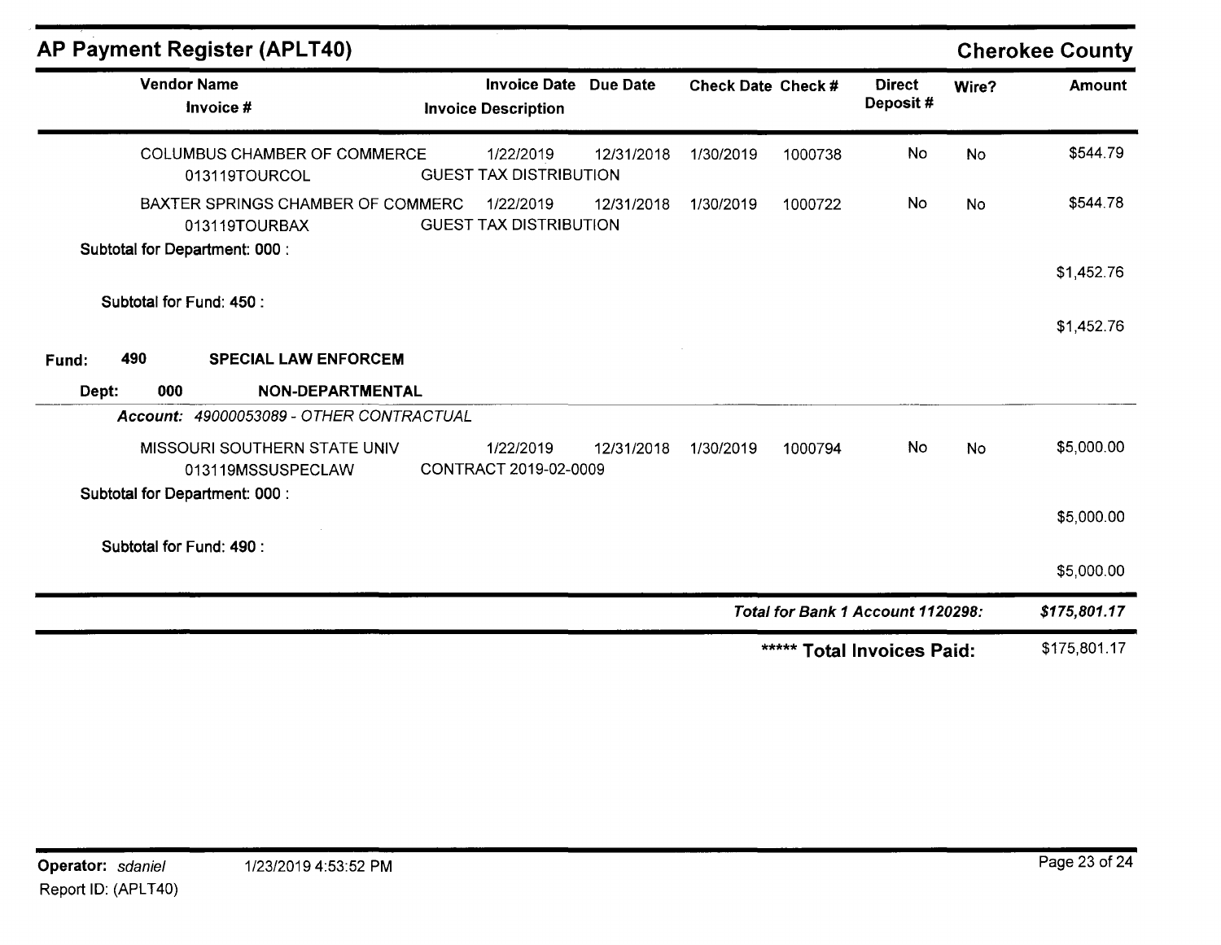## AP Payment Register (APLT40)

**Cherokee County**

| Vendor Name / Invoice # | Invoice Date / Invoice Description | Due Date | Check Date | Check # | Direct Deposit # | Wire? | Amount |
|---|---|---|---|---|---|---|---|
| COLUMBUS CHAMBER OF COMMERCE<br>013119TOURCOL | 1/22/2019<br>GUEST TAX DISTRIBUTION | 12/31/2018 | 1/30/2019 | 1000738 | No | No | $544.79 |
| BAXTER SPRINGS CHAMBER OF COMMERC<br>013119TOURBAX | 1/22/2019<br>GUEST TAX DISTRIBUTION | 12/31/2018 | 1/30/2019 | 1000722 | No | No | $544.78 |
| **Subtotal for Department: 000 :** | | | | | | | $1,452.76 |
| **Subtotal for Fund: 450 :** | | | | | | | $1,452.76 |

**Fund: 490 SPECIAL LAW ENFORCEM**

**Dept: 000 NON-DEPARTMENTAL**

***Account: 49000053089 - OTHER CONTRACTUAL***

| Vendor Name / Invoice # | Invoice Date / Invoice Description | Due Date | Check Date | Check # | Direct Deposit # | Wire? | Amount |
|---|---|---|---|---|---|---|---|
| MISSOURI SOUTHERN STATE UNIV<br>013119MSSUSPECLAW | 1/22/2019<br>CONTRACT 2019-02-0009 | 12/31/2018 | 1/30/2019 | 1000794 | No | No | $5,000.00 |
| **Subtotal for Department: 000 :** | | | | | | | $5,000.00 |
| **Subtotal for Fund: 490 :** | | | | | | | $5,000.00 |

***Total for Bank 1 Account 1120298:*** ***$175,801.17***

**\*\*\*\*\* Total Invoices Paid:** $175,801.17

**Operator:** *sdaniel* 1/23/2019 4:53:52 PM
Report ID: (APLT40)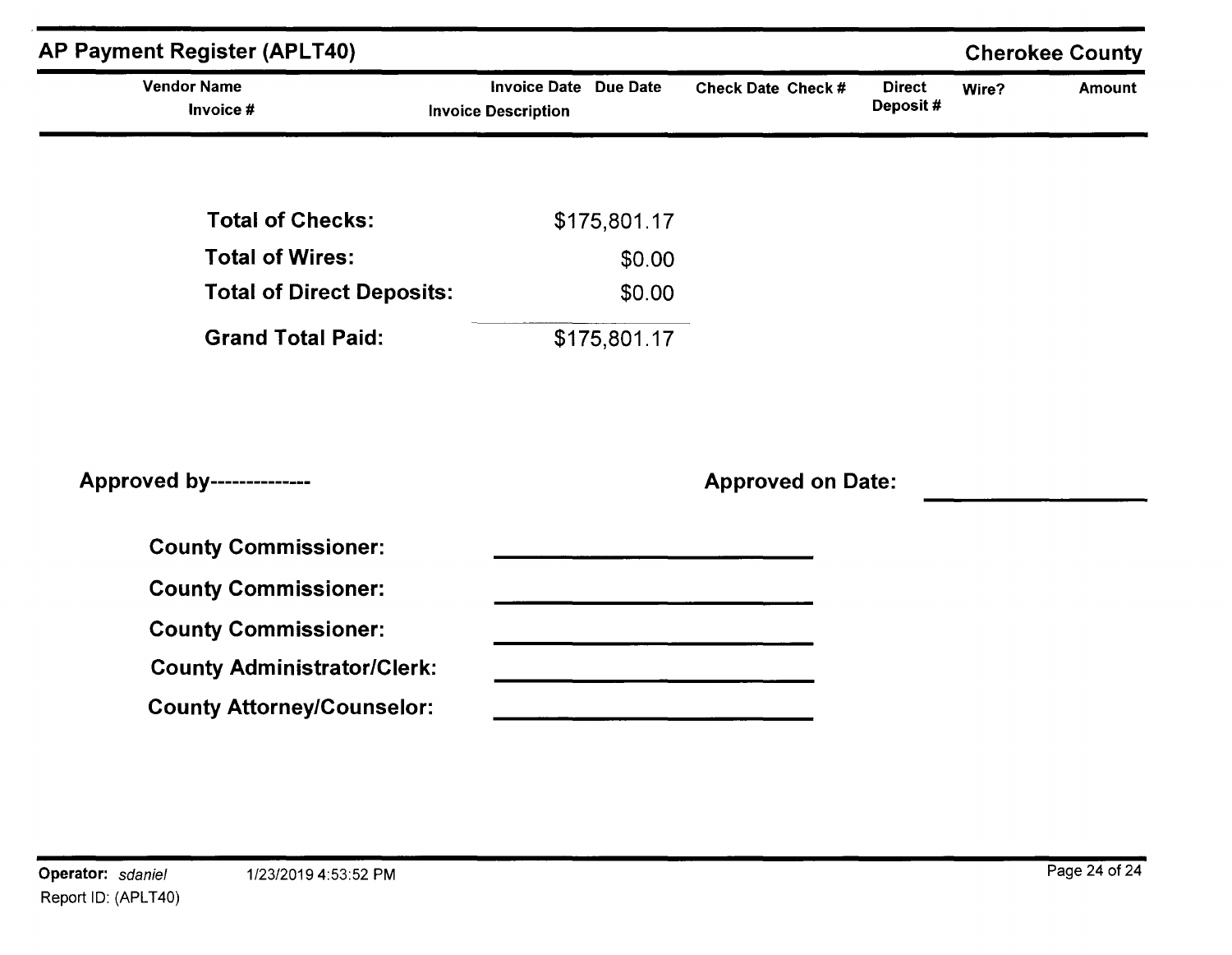## AP Payment Register (APLT40)

**Cherokee County**

| Vendor Name / Invoice # | Invoice Date / Invoice Description | Due Date | Check Date | Check # | Direct Deposit # | Wire? | Amount |
|---|---|---|---|---|---|---|---|

| | |
|---|---|
| **Total of Checks:** | $175,801.17 |
| **Total of Wires:** | $0.00 |
| **Total of Direct Deposits:** | $0.00 |
| **Grand Total Paid:** | $175,801.17 |

**Approved by--------------**

**Approved on Date:** ____________________

**County Commissioner:** ______________________________

**County Commissioner:** ______________________________

**County Commissioner:** ______________________________

**County Administrator/Clerk:** ______________________________

**County Attorney/Counselor:** ______________________________

**Operator:** *sdaniel* 1/23/2019 4:53:52 PM

Report ID: (APLT40)